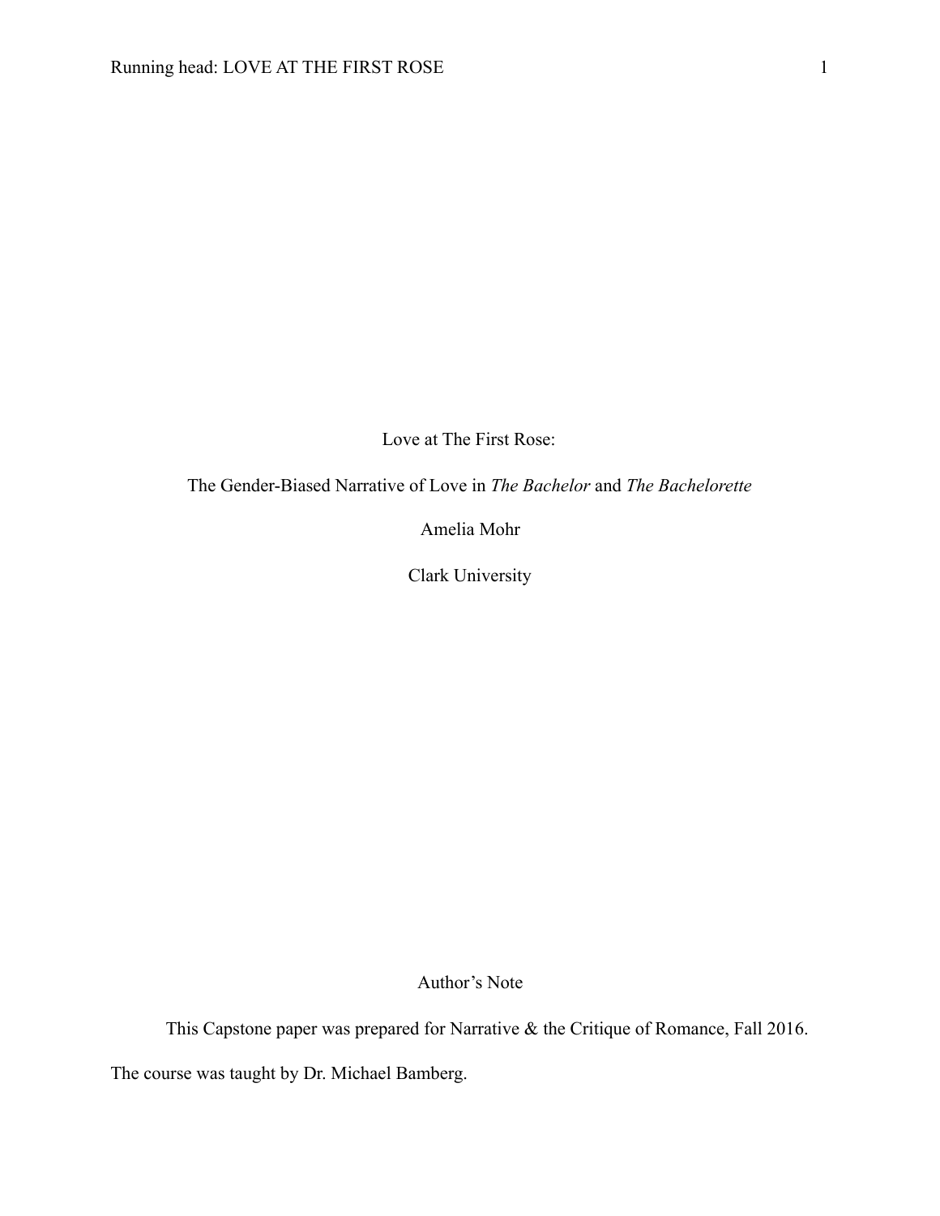# Love at The First Rose:

## The Gender-Biased Narrative of Love in *The Bachelor* and *The Bachelorette*

Amelia Mohr

Clark University

Author's Note

This Capstone paper was prepared for Narrative & the Critique of Romance, Fall 2016. The course was taught by Dr. Michael Bamberg.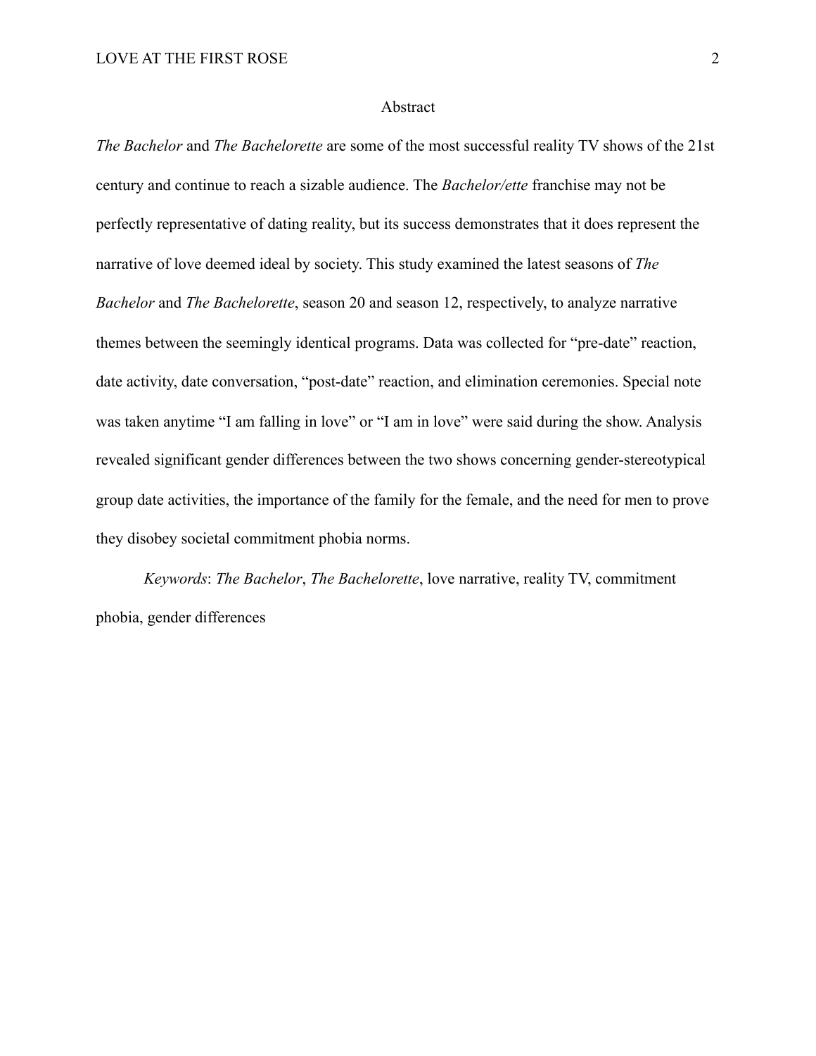# Abstract

*The Bachelor* and *The Bachelorette* are some of the most successful reality TV shows of the 21st century and continue to reach a sizable audience. The *Bachelor/ette* franchise may not be perfectly representative of dating reality, but its success demonstrates that it does represent the narrative of love deemed ideal by society. This study examined the latest seasons of *The Bachelor* and *The Bachelorette*, season 20 and season 12, respectively, to analyze narrative themes between the seemingly identical programs. Data was collected for "pre-date" reaction, date activity, date conversation, "post-date" reaction, and elimination ceremonies. Special note was taken anytime "I am falling in love" or "I am in love" were said during the show. Analysis revealed significant gender differences between the two shows concerning gender-stereotypical group date activities, the importance of the family for the female, and the need for men to prove they disobey societal commitment phobia norms.

*Keywords*: *The Bachelor*, *The Bachelorette*, love narrative, reality TV, commitment phobia, gender differences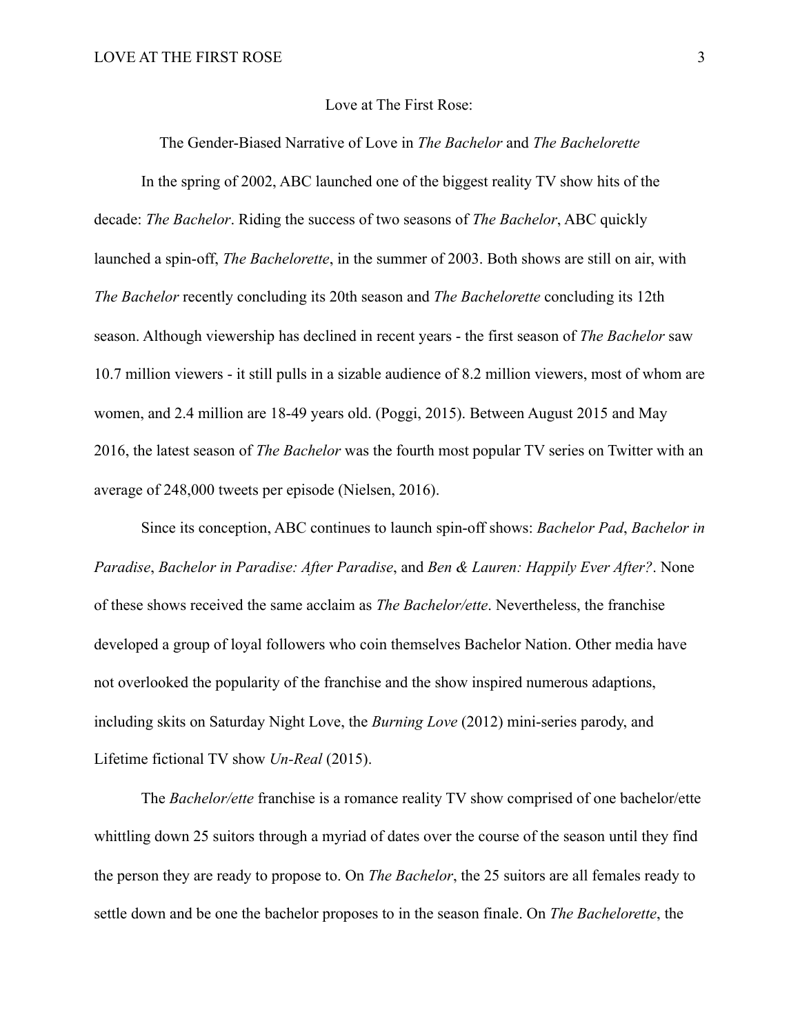# Love at The First Rose:

## The Gender-Biased Narrative of Love in *The Bachelor* and *The Bachelorette*

In the spring of 2002, ABC launched one of the biggest reality TV show hits of the decade: *The Bachelor*. Riding the success of two seasons of *The Bachelor*, ABC quickly launched a spin-off, *The Bachelorette*, in the summer of 2003. Both shows are still on air, with *The Bachelor* recently concluding its 20th season and *The Bachelorette* concluding its 12th season. Although viewership has declined in recent years - the first season of *The Bachelor* saw 10.7 million viewers - it still pulls in a sizable audience of 8.2 million viewers, most of whom are women, and 2.4 million are 18-49 years old. (Poggi, 2015). Between August 2015 and May 2016, the latest season of *The Bachelor* was the fourth most popular TV series on Twitter with an average of 248,000 tweets per episode (Nielsen, 2016).

Since its conception, ABC continues to launch spin-off shows: *Bachelor Pad*, *Bachelor in Paradise*, *Bachelor in Paradise: After Paradise*, and *Ben & Lauren: Happily Ever After?*. None of these shows received the same acclaim as *The Bachelor/ette*. Nevertheless, the franchise developed a group of loyal followers who coin themselves Bachelor Nation. Other media have not overlooked the popularity of the franchise and the show inspired numerous adaptions, including skits on Saturday Night Love, the *Burning Love* (2012) mini-series parody, and Lifetime fictional TV show *Un-Real* (2015).

The *Bachelor/ette* franchise is a romance reality TV show comprised of one bachelor/ette whittling down 25 suitors through a myriad of dates over the course of the season until they find the person they are ready to propose to. On *The Bachelor*, the 25 suitors are all females ready to settle down and be one the bachelor proposes to in the season finale. On *The Bachelorette*, the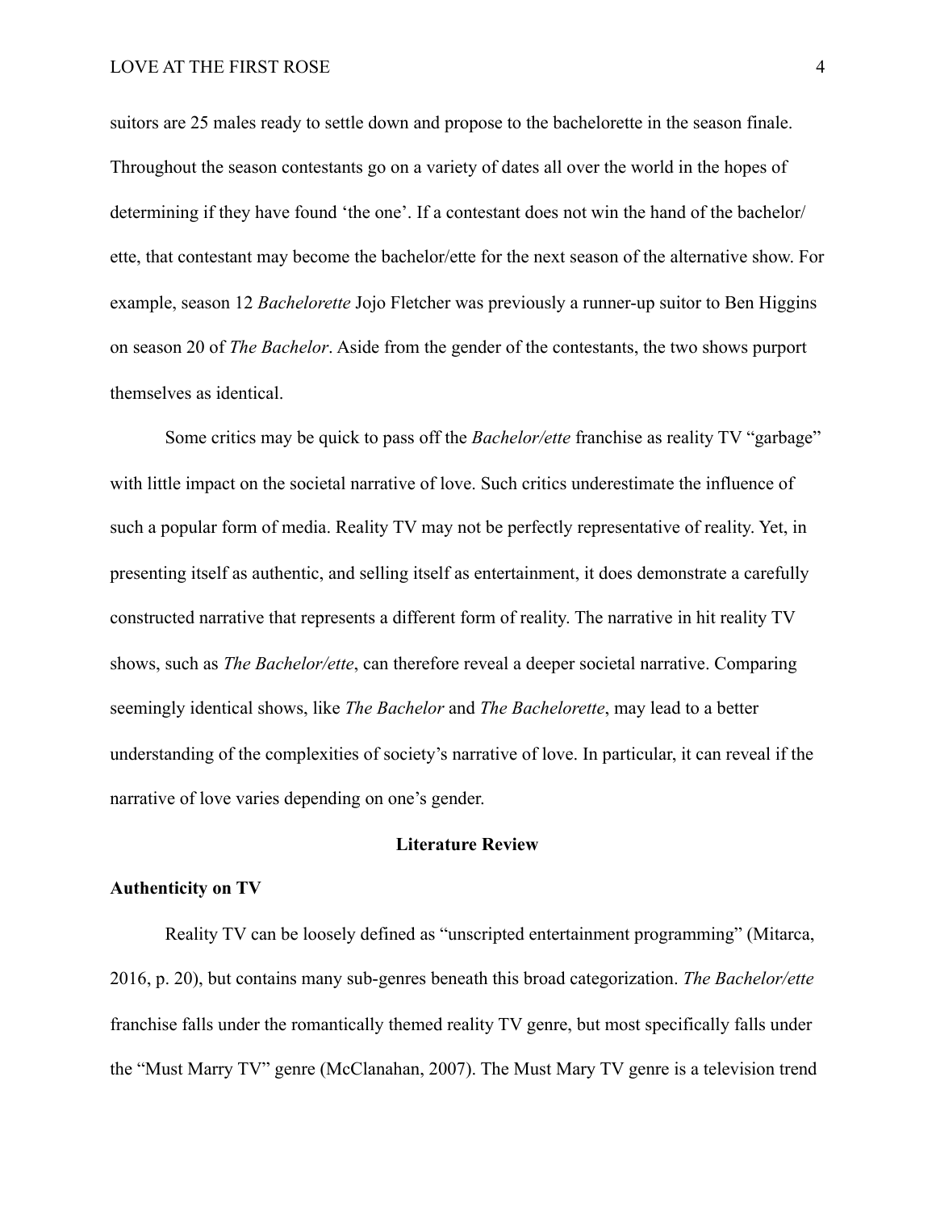suitors are 25 males ready to settle down and propose to the bachelorette in the season finale. Throughout the season contestants go on a variety of dates all over the world in the hopes of determining if they have found 'the one'. If a contestant does not win the hand of the bachelor/ette, that contestant may become the bachelor/ette for the next season of the alternative show. For example, season 12 *Bachelorette* Jojo Fletcher was previously a runner-up suitor to Ben Higgins on season 20 of *The Bachelor*. Aside from the gender of the contestants, the two shows purport themselves as identical.

Some critics may be quick to pass off the *Bachelor/ette* franchise as reality TV "garbage" with little impact on the societal narrative of love. Such critics underestimate the influence of such a popular form of media. Reality TV may not be perfectly representative of reality. Yet, in presenting itself as authentic, and selling itself as entertainment, it does demonstrate a carefully constructed narrative that represents a different form of reality. The narrative in hit reality TV shows, such as *The Bachelor/ette*, can therefore reveal a deeper societal narrative. Comparing seemingly identical shows, like *The Bachelor* and *The Bachelorette*, may lead to a better understanding of the complexities of society's narrative of love. In particular, it can reveal if the narrative of love varies depending on one's gender.

## Literature Review

### Authenticity on TV

Reality TV can be loosely defined as "unscripted entertainment programming" (Mitarca, 2016, p. 20), but contains many sub-genres beneath this broad categorization. *The Bachelor/ette* franchise falls under the romantically themed reality TV genre, but most specifically falls under the "Must Marry TV" genre (McClanahan, 2007). The Must Mary TV genre is a television trend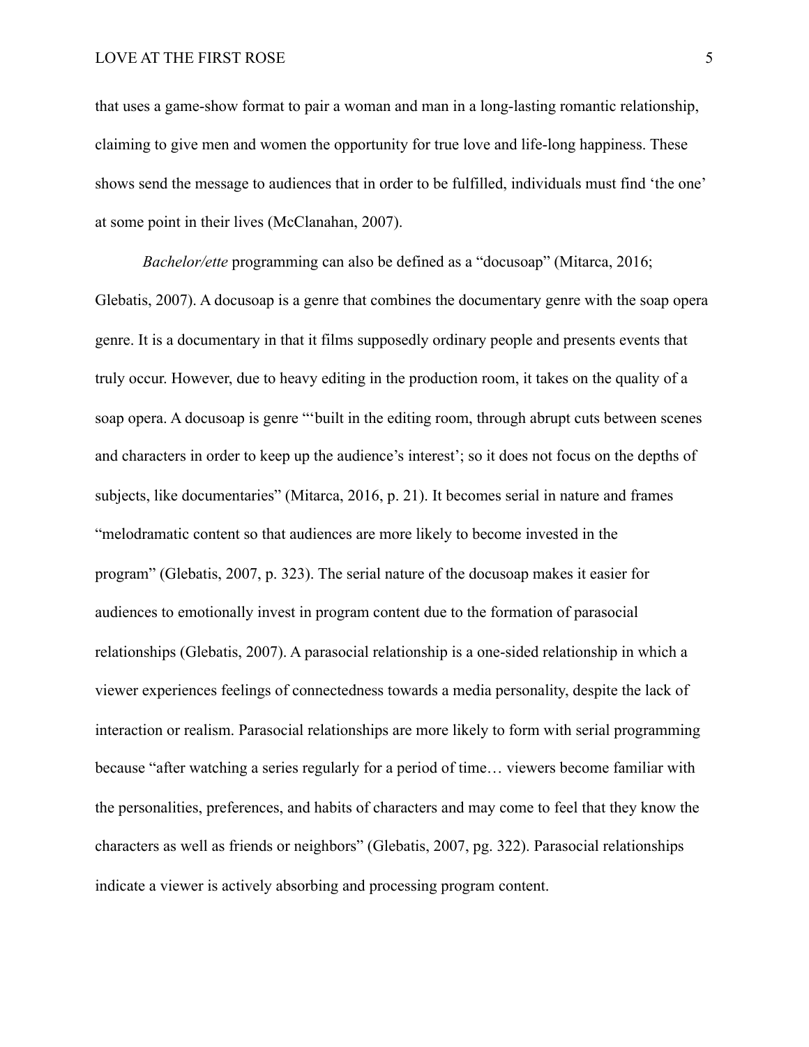that uses a game-show format to pair a woman and man in a long-lasting romantic relationship, claiming to give men and women the opportunity for true love and life-long happiness. These shows send the message to audiences that in order to be fulfilled, individuals must find 'the one' at some point in their lives (McClanahan, 2007).

*Bachelor/ette* programming can also be defined as a "docusoap" (Mitarca, 2016; Glebatis, 2007). A docusoap is a genre that combines the documentary genre with the soap opera genre. It is a documentary in that it films supposedly ordinary people and presents events that truly occur. However, due to heavy editing in the production room, it takes on the quality of a soap opera. A docusoap is genre "'built in the editing room, through abrupt cuts between scenes and characters in order to keep up the audience's interest'; so it does not focus on the depths of subjects, like documentaries" (Mitarca, 2016, p. 21). It becomes serial in nature and frames "melodramatic content so that audiences are more likely to become invested in the program" (Glebatis, 2007, p. 323). The serial nature of the docusoap makes it easier for audiences to emotionally invest in program content due to the formation of parasocial relationships (Glebatis, 2007). A parasocial relationship is a one-sided relationship in which a viewer experiences feelings of connectedness towards a media personality, despite the lack of interaction or realism. Parasocial relationships are more likely to form with serial programming because "after watching a series regularly for a period of time… viewers become familiar with the personalities, preferences, and habits of characters and may come to feel that they know the characters as well as friends or neighbors" (Glebatis, 2007, pg. 322). Parasocial relationships indicate a viewer is actively absorbing and processing program content.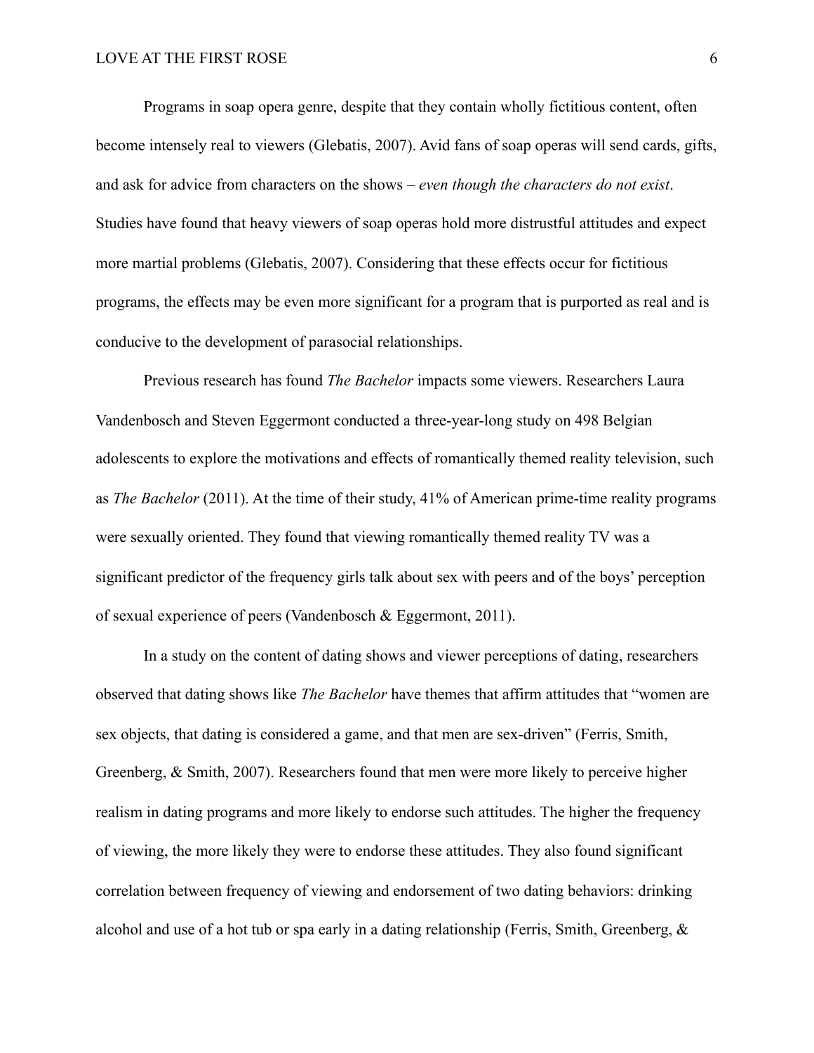Programs in soap opera genre, despite that they contain wholly fictitious content, often become intensely real to viewers (Glebatis, 2007). Avid fans of soap operas will send cards, gifts, and ask for advice from characters on the shows – *even though the characters do not exist*. Studies have found that heavy viewers of soap operas hold more distrustful attitudes and expect more martial problems (Glebatis, 2007). Considering that these effects occur for fictitious programs, the effects may be even more significant for a program that is purported as real and is conducive to the development of parasocial relationships.

Previous research has found *The Bachelor* impacts some viewers. Researchers Laura Vandenbosch and Steven Eggermont conducted a three-year-long study on 498 Belgian adolescents to explore the motivations and effects of romantically themed reality television, such as *The Bachelor* (2011). At the time of their study, 41% of American prime-time reality programs were sexually oriented. They found that viewing romantically themed reality TV was a significant predictor of the frequency girls talk about sex with peers and of the boys' perception of sexual experience of peers (Vandenbosch & Eggermont, 2011).

In a study on the content of dating shows and viewer perceptions of dating, researchers observed that dating shows like *The Bachelor* have themes that affirm attitudes that "women are sex objects, that dating is considered a game, and that men are sex-driven" (Ferris, Smith, Greenberg, & Smith, 2007). Researchers found that men were more likely to perceive higher realism in dating programs and more likely to endorse such attitudes. The higher the frequency of viewing, the more likely they were to endorse these attitudes. They also found significant correlation between frequency of viewing and endorsement of two dating behaviors: drinking alcohol and use of a hot tub or spa early in a dating relationship (Ferris, Smith, Greenberg, &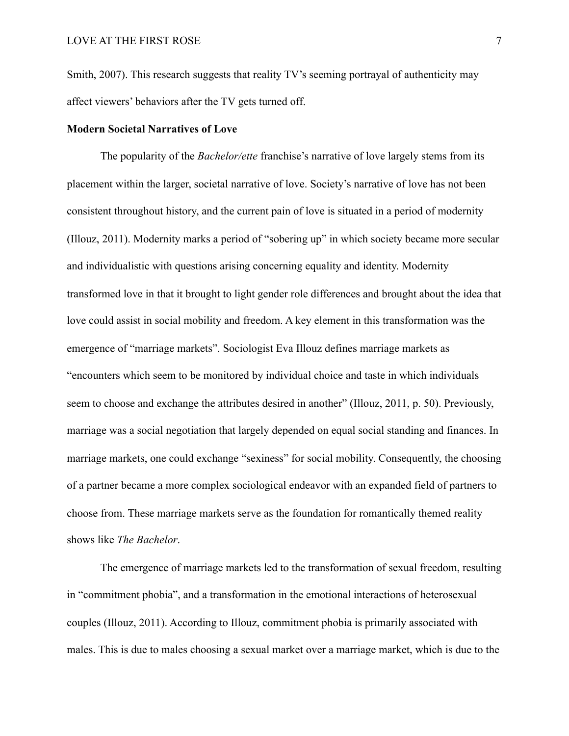Smith, 2007). This research suggests that reality TV's seeming portrayal of authenticity may affect viewers' behaviors after the TV gets turned off.

**Modern Societal Narratives of Love**

The popularity of the *Bachelor/ette* franchise's narrative of love largely stems from its placement within the larger, societal narrative of love. Society's narrative of love has not been consistent throughout history, and the current pain of love is situated in a period of modernity (Illouz, 2011). Modernity marks a period of "sobering up" in which society became more secular and individualistic with questions arising concerning equality and identity. Modernity transformed love in that it brought to light gender role differences and brought about the idea that love could assist in social mobility and freedom. A key element in this transformation was the emergence of "marriage markets". Sociologist Eva Illouz defines marriage markets as "encounters which seem to be monitored by individual choice and taste in which individuals seem to choose and exchange the attributes desired in another" (Illouz, 2011, p. 50). Previously, marriage was a social negotiation that largely depended on equal social standing and finances. In marriage markets, one could exchange "sexiness" for social mobility. Consequently, the choosing of a partner became a more complex sociological endeavor with an expanded field of partners to choose from. These marriage markets serve as the foundation for romantically themed reality shows like *The Bachelor*.

The emergence of marriage markets led to the transformation of sexual freedom, resulting in "commitment phobia", and a transformation in the emotional interactions of heterosexual couples (Illouz, 2011). According to Illouz, commitment phobia is primarily associated with males. This is due to males choosing a sexual market over a marriage market, which is due to the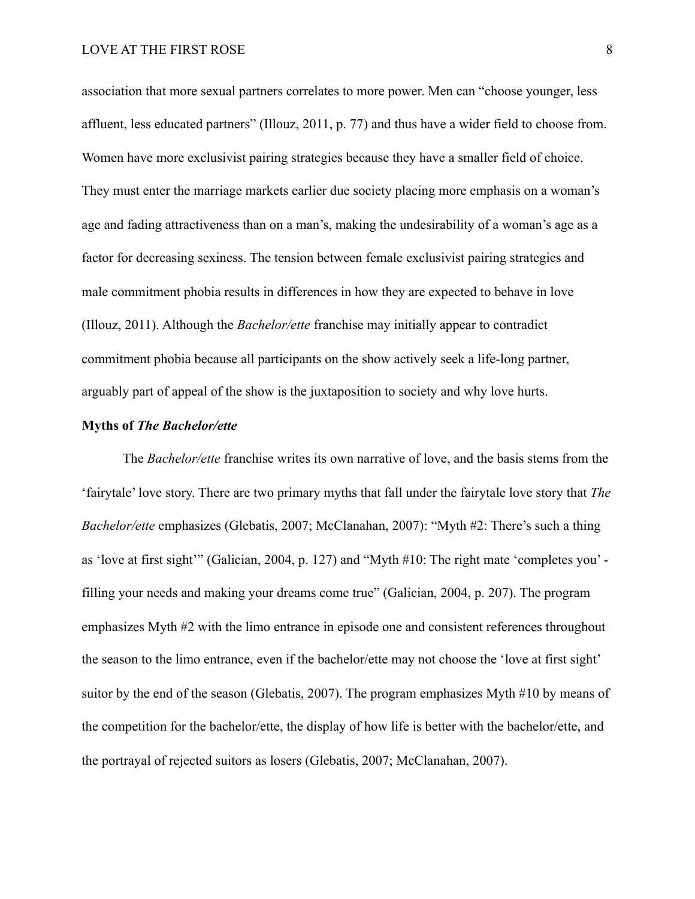association that more sexual partners correlates to more power. Men can "choose younger, less affluent, less educated partners" (Illouz, 2011, p. 77) and thus have a wider field to choose from. Women have more exclusivist pairing strategies because they have a smaller field of choice. They must enter the marriage markets earlier due society placing more emphasis on a woman's age and fading attractiveness than on a man's, making the undesirability of a woman's age as a factor for decreasing sexiness. The tension between female exclusivist pairing strategies and male commitment phobia results in differences in how they are expected to behave in love (Illouz, 2011). Although the *Bachelor/ette* franchise may initially appear to contradict commitment phobia because all participants on the show actively seek a life-long partner, arguably part of appeal of the show is the juxtaposition to society and why love hurts.

**Myths of *The Bachelor/ette***

The *Bachelor/ette* franchise writes its own narrative of love, and the basis stems from the 'fairytale' love story. There are two primary myths that fall under the fairytale love story that *The Bachelor/ette* emphasizes (Glebatis, 2007; McClanahan, 2007): "Myth #2: There's such a thing as 'love at first sight'" (Galician, 2004, p. 127) and "Myth #10: The right mate 'completes you' - filling your needs and making your dreams come true" (Galician, 2004, p. 207). The program emphasizes Myth #2 with the limo entrance in episode one and consistent references throughout the season to the limo entrance, even if the bachelor/ette may not choose the 'love at first sight' suitor by the end of the season (Glebatis, 2007). The program emphasizes Myth #10 by means of the competition for the bachelor/ette, the display of how life is better with the bachelor/ette, and the portrayal of rejected suitors as losers (Glebatis, 2007; McClanahan, 2007).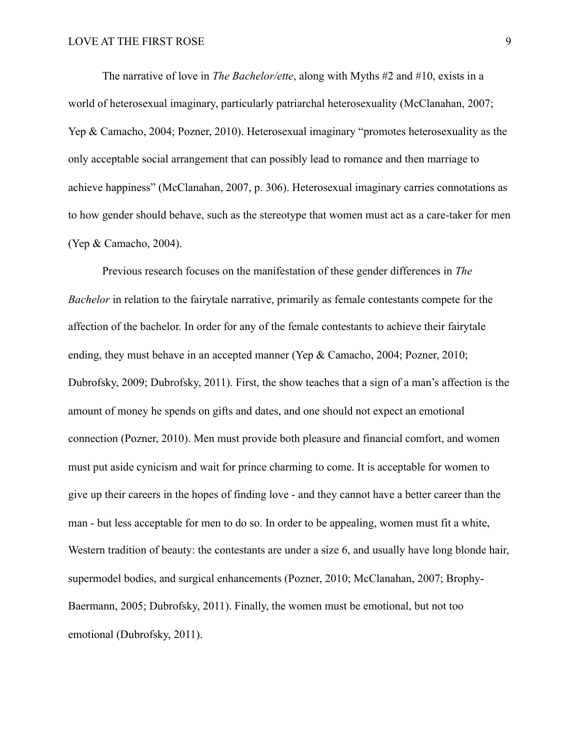The narrative of love in *The Bachelor/ette*, along with Myths #2 and #10, exists in a world of heterosexual imaginary, particularly patriarchal heterosexuality (McClanahan, 2007; Yep & Camacho, 2004; Pozner, 2010). Heterosexual imaginary "promotes heterosexuality as the only acceptable social arrangement that can possibly lead to romance and then marriage to achieve happiness" (McClanahan, 2007, p. 306). Heterosexual imaginary carries connotations as to how gender should behave, such as the stereotype that women must act as a care-taker for men (Yep & Camacho, 2004).

Previous research focuses on the manifestation of these gender differences in *The Bachelor* in relation to the fairytale narrative, primarily as female contestants compete for the affection of the bachelor. In order for any of the female contestants to achieve their fairytale ending, they must behave in an accepted manner (Yep & Camacho, 2004; Pozner, 2010; Dubrofsky, 2009; Dubrofsky, 2011). First, the show teaches that a sign of a man's affection is the amount of money he spends on gifts and dates, and one should not expect an emotional connection (Pozner, 2010). Men must provide both pleasure and financial comfort, and women must put aside cynicism and wait for prince charming to come. It is acceptable for women to give up their careers in the hopes of finding love - and they cannot have a better career than the man - but less acceptable for men to do so. In order to be appealing, women must fit a white, Western tradition of beauty: the contestants are under a size 6, and usually have long blonde hair, supermodel bodies, and surgical enhancements (Pozner, 2010; McClanahan, 2007; Brophy-Baermann, 2005; Dubrofsky, 2011). Finally, the women must be emotional, but not too emotional (Dubrofsky, 2011).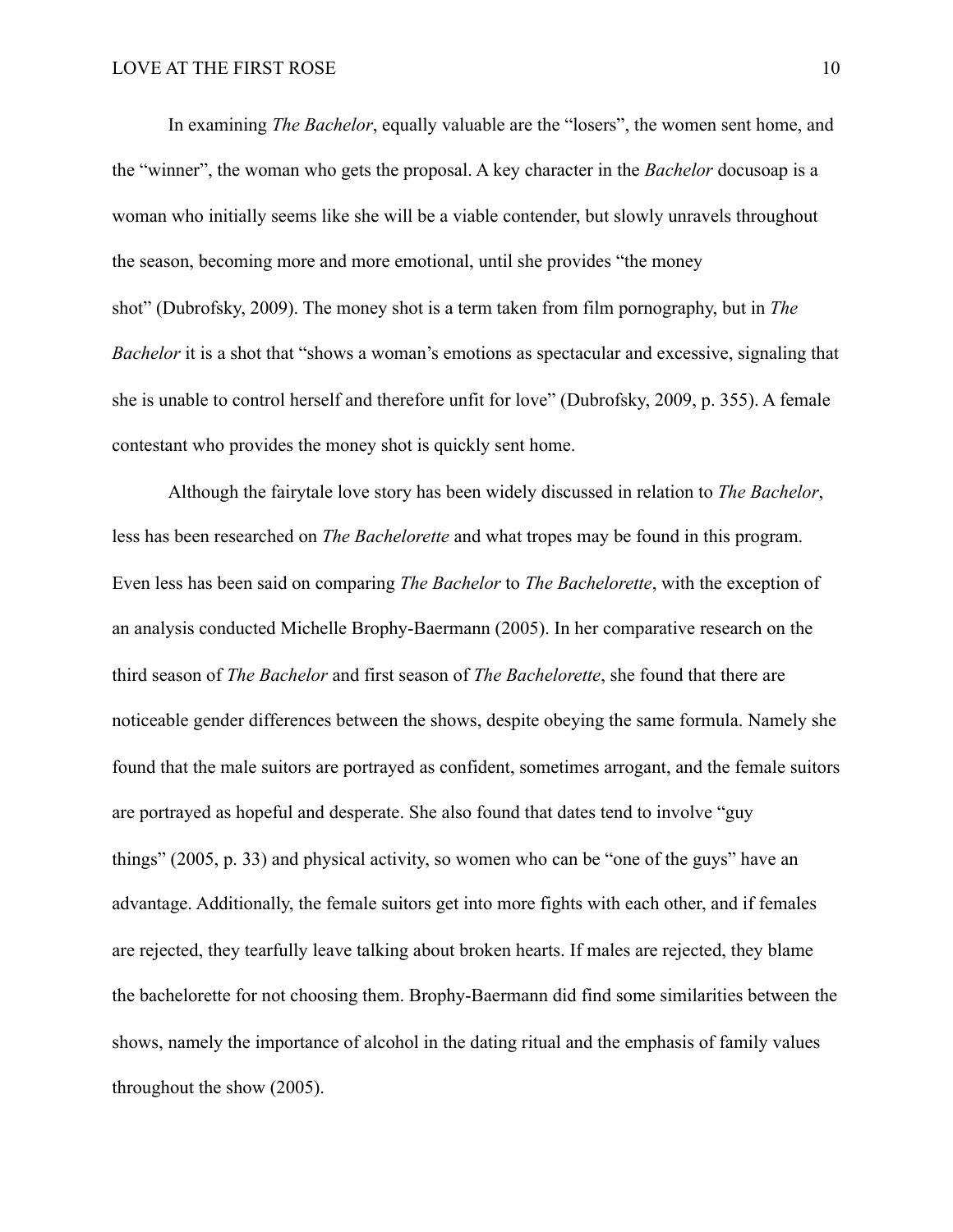In examining *The Bachelor*, equally valuable are the "losers", the women sent home, and the "winner", the woman who gets the proposal. A key character in the *Bachelor* docusoap is a woman who initially seems like she will be a viable contender, but slowly unravels throughout the season, becoming more and more emotional, until she provides "the money shot" (Dubrofsky, 2009). The money shot is a term taken from film pornography, but in *The Bachelor* it is a shot that "shows a woman's emotions as spectacular and excessive, signaling that she is unable to control herself and therefore unfit for love" (Dubrofsky, 2009, p. 355). A female contestant who provides the money shot is quickly sent home.

Although the fairytale love story has been widely discussed in relation to *The Bachelor*, less has been researched on *The Bachelorette* and what tropes may be found in this program. Even less has been said on comparing *The Bachelor* to *The Bachelorette*, with the exception of an analysis conducted Michelle Brophy-Baermann (2005). In her comparative research on the third season of *The Bachelor* and first season of *The Bachelorette*, she found that there are noticeable gender differences between the shows, despite obeying the same formula. Namely she found that the male suitors are portrayed as confident, sometimes arrogant, and the female suitors are portrayed as hopeful and desperate. She also found that dates tend to involve "guy things" (2005, p. 33) and physical activity, so women who can be "one of the guys" have an advantage. Additionally, the female suitors get into more fights with each other, and if females are rejected, they tearfully leave talking about broken hearts. If males are rejected, they blame the bachelorette for not choosing them. Brophy-Baermann did find some similarities between the shows, namely the importance of alcohol in the dating ritual and the emphasis of family values throughout the show (2005).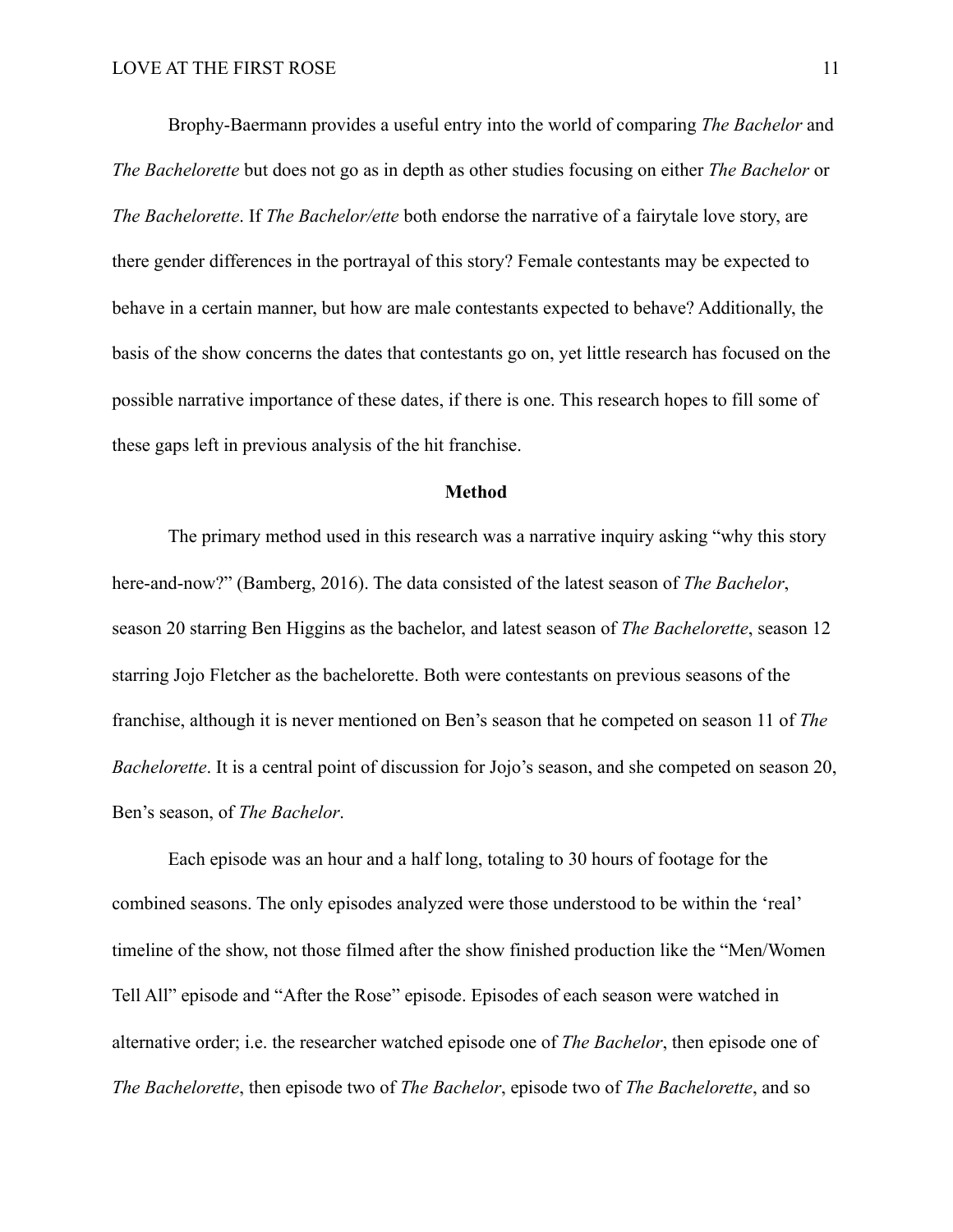Brophy-Baermann provides a useful entry into the world of comparing *The Bachelor* and *The Bachelorette* but does not go as in depth as other studies focusing on either *The Bachelor* or *The Bachelorette*. If *The Bachelor/ette* both endorse the narrative of a fairytale love story, are there gender differences in the portrayal of this story? Female contestants may be expected to behave in a certain manner, but how are male contestants expected to behave? Additionally, the basis of the show concerns the dates that contestants go on, yet little research has focused on the possible narrative importance of these dates, if there is one. This research hopes to fill some of these gaps left in previous analysis of the hit franchise.

## Method

The primary method used in this research was a narrative inquiry asking "why this story here-and-now?" (Bamberg, 2016). The data consisted of the latest season of *The Bachelor*, season 20 starring Ben Higgins as the bachelor, and latest season of *The Bachelorette*, season 12 starring Jojo Fletcher as the bachelorette. Both were contestants on previous seasons of the franchise, although it is never mentioned on Ben's season that he competed on season 11 of *The Bachelorette*. It is a central point of discussion for Jojo's season, and she competed on season 20, Ben's season, of *The Bachelor*.

Each episode was an hour and a half long, totaling to 30 hours of footage for the combined seasons. The only episodes analyzed were those understood to be within the 'real' timeline of the show, not those filmed after the show finished production like the "Men/Women Tell All" episode and "After the Rose" episode. Episodes of each season were watched in alternative order; i.e. the researcher watched episode one of *The Bachelor*, then episode one of *The Bachelorette*, then episode two of *The Bachelor*, episode two of *The Bachelorette*, and so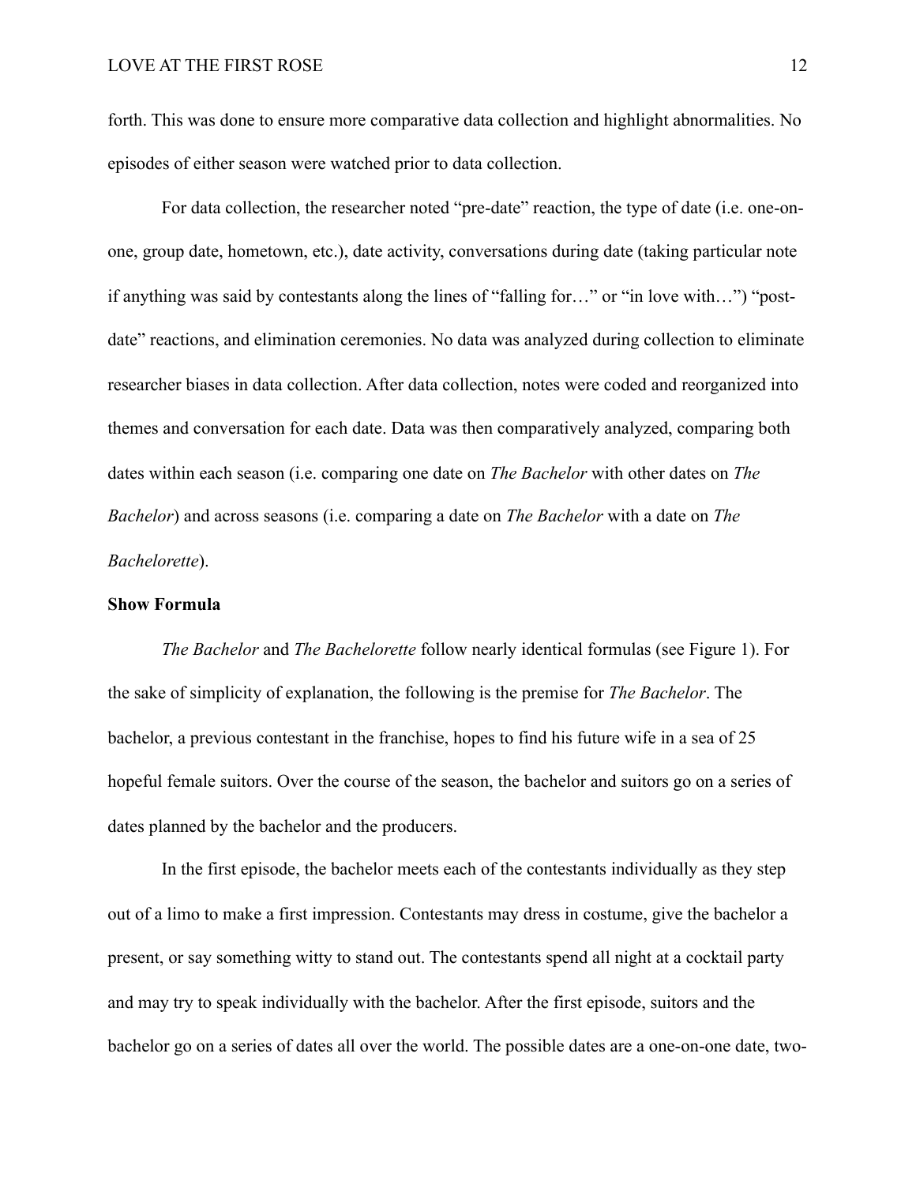forth. This was done to ensure more comparative data collection and highlight abnormalities. No episodes of either season were watched prior to data collection.

For data collection, the researcher noted "pre-date" reaction, the type of date (i.e. one-on-one, group date, hometown, etc.), date activity, conversations during date (taking particular note if anything was said by contestants along the lines of "falling for…" or "in love with…") "post-date" reactions, and elimination ceremonies. No data was analyzed during collection to eliminate researcher biases in data collection. After data collection, notes were coded and reorganized into themes and conversation for each date. Data was then comparatively analyzed, comparing both dates within each season (i.e. comparing one date on *The Bachelor* with other dates on *The Bachelor*) and across seasons (i.e. comparing a date on *The Bachelor* with a date on *The Bachelorette*).

**Show Formula**

*The Bachelor* and *The Bachelorette* follow nearly identical formulas (see Figure 1). For the sake of simplicity of explanation, the following is the premise for *The Bachelor*. The bachelor, a previous contestant in the franchise, hopes to find his future wife in a sea of 25 hopeful female suitors. Over the course of the season, the bachelor and suitors go on a series of dates planned by the bachelor and the producers.

In the first episode, the bachelor meets each of the contestants individually as they step out of a limo to make a first impression. Contestants may dress in costume, give the bachelor a present, or say something witty to stand out. The contestants spend all night at a cocktail party and may try to speak individually with the bachelor. After the first episode, suitors and the bachelor go on a series of dates all over the world. The possible dates are a one-on-one date, two-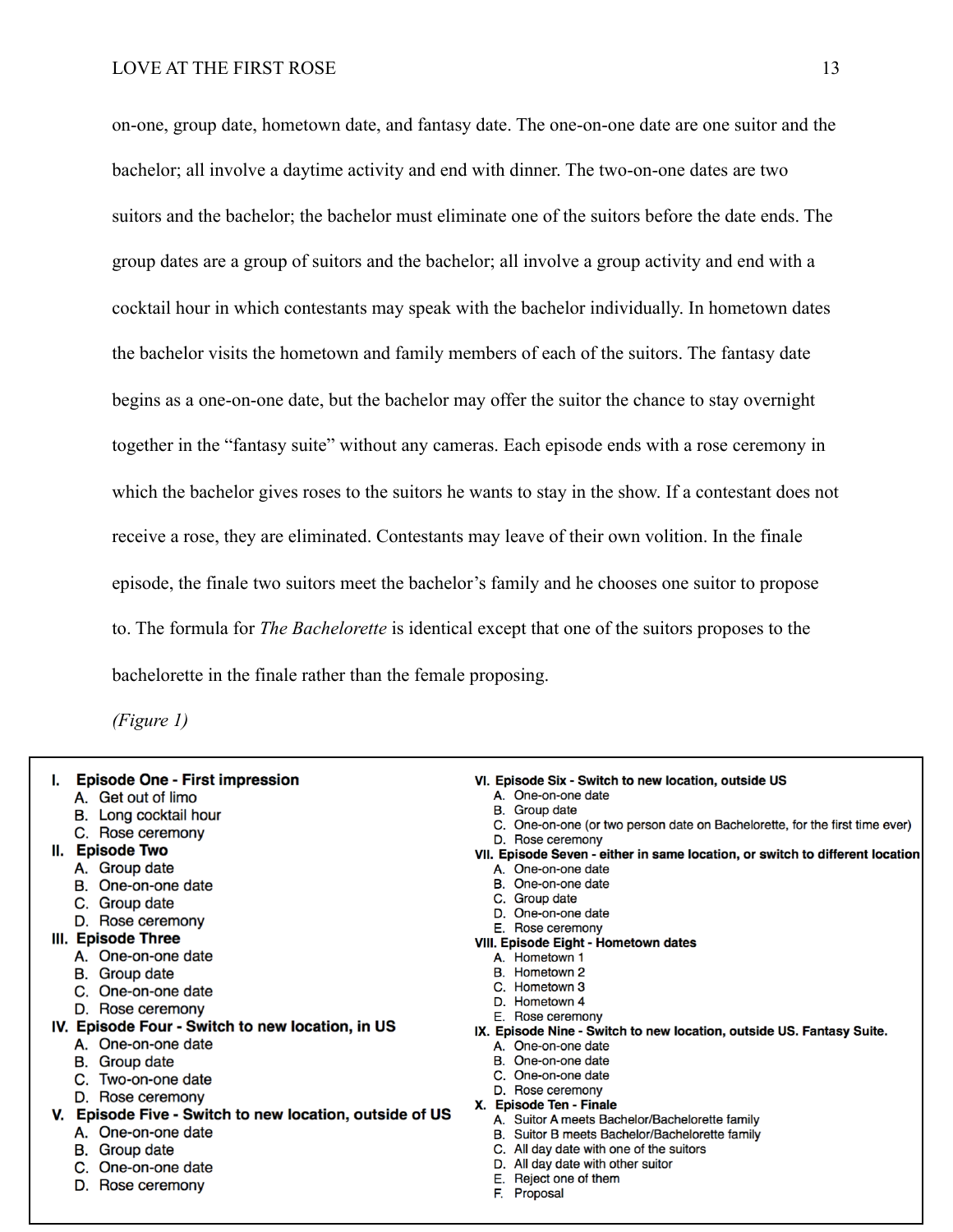on-one, group date, hometown date, and fantasy date. The one-on-one date are one suitor and the bachelor; all involve a daytime activity and end with dinner. The two-on-one dates are two suitors and the bachelor; the bachelor must eliminate one of the suitors before the date ends. The group dates are a group of suitors and the bachelor; all involve a group activity and end with a cocktail hour in which contestants may speak with the bachelor individually. In hometown dates the bachelor visits the hometown and family members of each of the suitors. The fantasy date begins as a one-on-one date, but the bachelor may offer the suitor the chance to stay overnight together in the "fantasy suite" without any cameras. Each episode ends with a rose ceremony in which the bachelor gives roses to the suitors he wants to stay in the show. If a contestant does not receive a rose, they are eliminated. Contestants may leave of their own volition. In the finale episode, the finale two suitors meet the bachelor's family and he chooses one suitor to propose to. The formula for *The Bachelorette* is identical except that one of the suitors proposes to the bachelorette in the finale rather than the female proposing.

*(Figure 1)*

I. **Episode One - First impression**
   A. Get out of limo
   B. Long cocktail hour
   C. Rose ceremony

II. **Episode Two**
   A. Group date
   B. One-on-one date
   C. Group date
   D. Rose ceremony

III. **Episode Three**
   A. One-on-one date
   B. Group date
   C. One-on-one date
   D. Rose ceremony

IV. **Episode Four - Switch to new location, in US**
   A. One-on-one date
   B. Group date
   C. Two-on-one date
   D. Rose ceremony

V. **Episode Five - Switch to new location, outside of US**
   A. One-on-one date
   B. Group date
   C. One-on-one date
   D. Rose ceremony

VI. **Episode Six - Switch to new location, outside US**
   A. One-on-one date
   B. Group date
   C. One-on-one (or two person date on Bachelorette, for the first time ever)
   D. Rose ceremony

VII. **Episode Seven - either in same location, or switch to different location**
   A. One-on-one date
   B. One-on-one date
   C. Group date
   D. One-on-one date
   E. Rose ceremony

VIII. **Episode Eight - Hometown dates**
   A. Hometown 1
   B. Hometown 2
   C. Hometown 3
   D. Hometown 4
   E. Rose ceremony

IX. **Episode Nine - Switch to new location, outside US. Fantasy Suite.**
   A. One-on-one date
   B. One-on-one date
   C. One-on-one date
   D. Rose ceremony

X. **Episode Ten - Finale**
   A. Suitor A meets Bachelor/Bachelorette family
   B. Suitor B meets Bachelor/Bachelorette family
   C. All day date with one of the suitors
   D. All day date with other suitor
   E. Reject one of them
   F. Proposal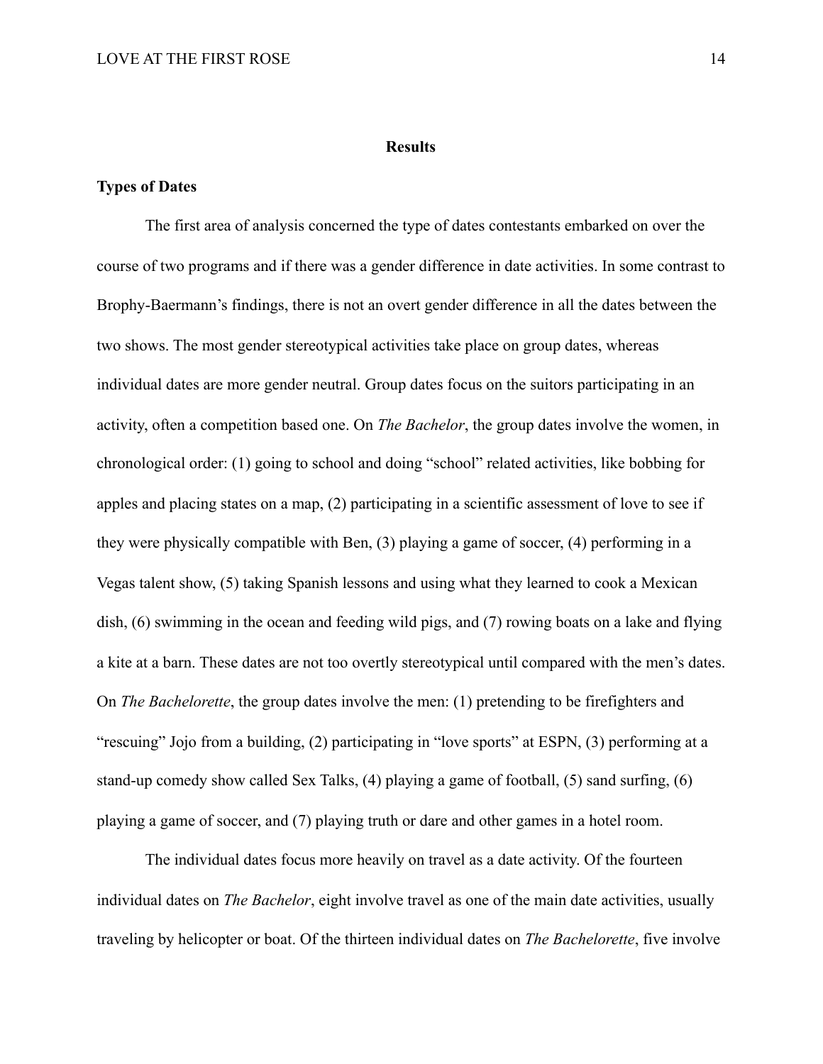## Results

### Types of Dates

The first area of analysis concerned the type of dates contestants embarked on over the course of two programs and if there was a gender difference in date activities. In some contrast to Brophy-Baermann's findings, there is not an overt gender difference in all the dates between the two shows. The most gender stereotypical activities take place on group dates, whereas individual dates are more gender neutral. Group dates focus on the suitors participating in an activity, often a competition based one. On *The Bachelor*, the group dates involve the women, in chronological order: (1) going to school and doing "school" related activities, like bobbing for apples and placing states on a map, (2) participating in a scientific assessment of love to see if they were physically compatible with Ben, (3) playing a game of soccer, (4) performing in a Vegas talent show, (5) taking Spanish lessons and using what they learned to cook a Mexican dish, (6) swimming in the ocean and feeding wild pigs, and (7) rowing boats on a lake and flying a kite at a barn. These dates are not too overtly stereotypical until compared with the men's dates. On *The Bachelorette*, the group dates involve the men: (1) pretending to be firefighters and "rescuing" Jojo from a building, (2) participating in "love sports" at ESPN, (3) performing at a stand-up comedy show called Sex Talks, (4) playing a game of football, (5) sand surfing, (6) playing a game of soccer, and (7) playing truth or dare and other games in a hotel room.

The individual dates focus more heavily on travel as a date activity. Of the fourteen individual dates on *The Bachelor*, eight involve travel as one of the main date activities, usually traveling by helicopter or boat. Of the thirteen individual dates on *The Bachelorette*, five involve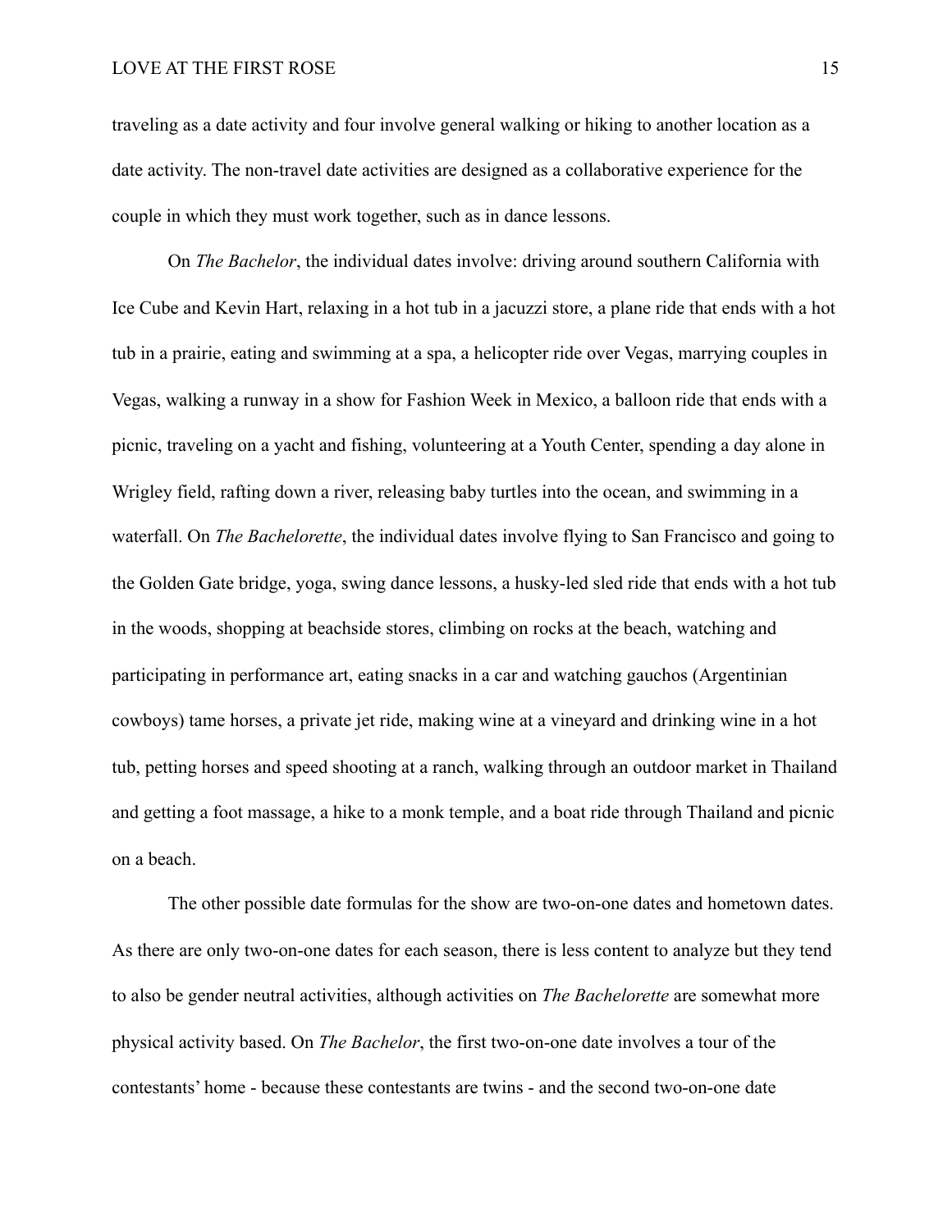traveling as a date activity and four involve general walking or hiking to another location as a date activity. The non-travel date activities are designed as a collaborative experience for the couple in which they must work together, such as in dance lessons.

On *The Bachelor*, the individual dates involve: driving around southern California with Ice Cube and Kevin Hart, relaxing in a hot tub in a jacuzzi store, a plane ride that ends with a hot tub in a prairie, eating and swimming at a spa, a helicopter ride over Vegas, marrying couples in Vegas, walking a runway in a show for Fashion Week in Mexico, a balloon ride that ends with a picnic, traveling on a yacht and fishing, volunteering at a Youth Center, spending a day alone in Wrigley field, rafting down a river, releasing baby turtles into the ocean, and swimming in a waterfall. On *The Bachelorette*, the individual dates involve flying to San Francisco and going to the Golden Gate bridge, yoga, swing dance lessons, a husky-led sled ride that ends with a hot tub in the woods, shopping at beachside stores, climbing on rocks at the beach, watching and participating in performance art, eating snacks in a car and watching gauchos (Argentinian cowboys) tame horses, a private jet ride, making wine at a vineyard and drinking wine in a hot tub, petting horses and speed shooting at a ranch, walking through an outdoor market in Thailand and getting a foot massage, a hike to a monk temple, and a boat ride through Thailand and picnic on a beach.

The other possible date formulas for the show are two-on-one dates and hometown dates. As there are only two-on-one dates for each season, there is less content to analyze but they tend to also be gender neutral activities, although activities on *The Bachelorette* are somewhat more physical activity based. On *The Bachelor*, the first two-on-one date involves a tour of the contestants' home - because these contestants are twins - and the second two-on-one date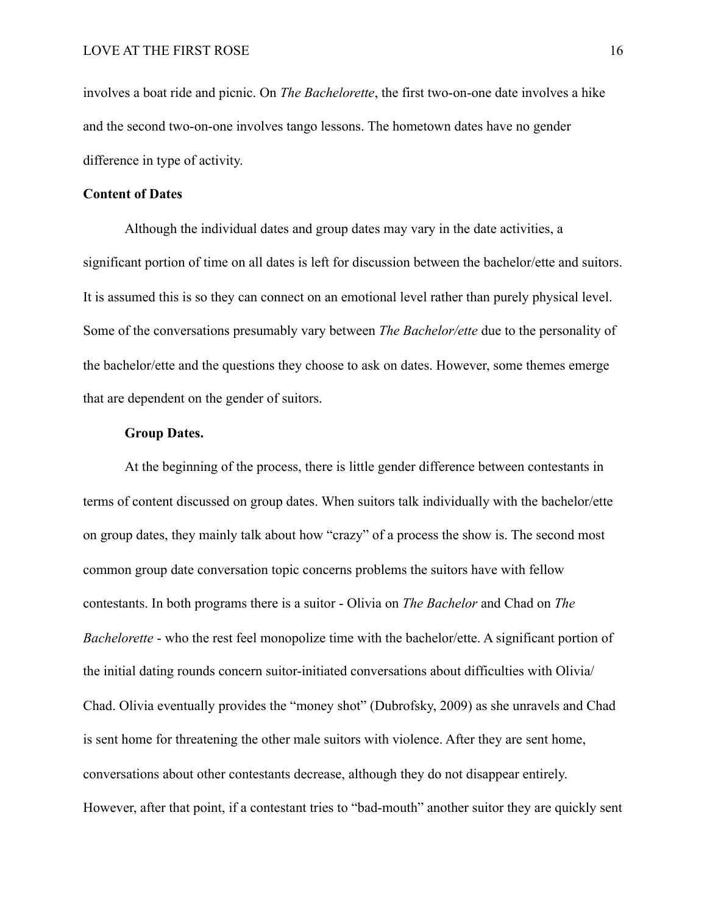involves a boat ride and picnic. On *The Bachelorette*, the first two-on-one date involves a hike and the second two-on-one involves tango lessons. The hometown dates have no gender difference in type of activity.

## Content of Dates

Although the individual dates and group dates may vary in the date activities, a significant portion of time on all dates is left for discussion between the bachelor/ette and suitors. It is assumed this is so they can connect on an emotional level rather than purely physical level. Some of the conversations presumably vary between *The Bachelor/ette* due to the personality of the bachelor/ette and the questions they choose to ask on dates. However, some themes emerge that are dependent on the gender of suitors.

### Group Dates.

At the beginning of the process, there is little gender difference between contestants in terms of content discussed on group dates. When suitors talk individually with the bachelor/ette on group dates, they mainly talk about how "crazy" of a process the show is. The second most common group date conversation topic concerns problems the suitors have with fellow contestants. In both programs there is a suitor - Olivia on *The Bachelor* and Chad on *The Bachelorette* - who the rest feel monopolize time with the bachelor/ette. A significant portion of the initial dating rounds concern suitor-initiated conversations about difficulties with Olivia/ Chad. Olivia eventually provides the "money shot" (Dubrofsky, 2009) as she unravels and Chad is sent home for threatening the other male suitors with violence. After they are sent home, conversations about other contestants decrease, although they do not disappear entirely. However, after that point, if a contestant tries to "bad-mouth" another suitor they are quickly sent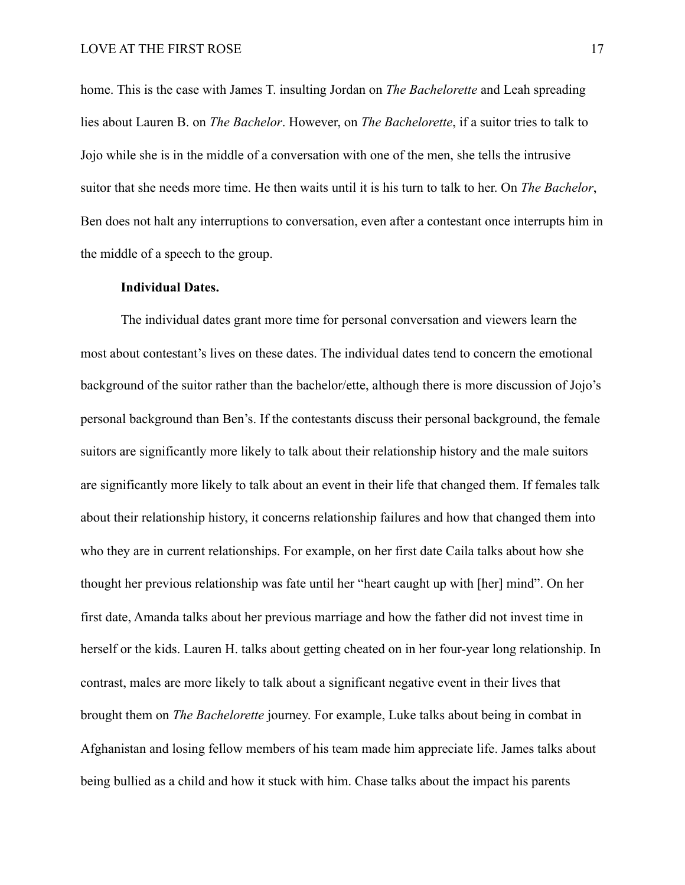home. This is the case with James T. insulting Jordan on *The Bachelorette* and Leah spreading lies about Lauren B. on *The Bachelor*. However, on *The Bachelorette*, if a suitor tries to talk to Jojo while she is in the middle of a conversation with one of the men, she tells the intrusive suitor that she needs more time. He then waits until it is his turn to talk to her. On *The Bachelor*, Ben does not halt any interruptions to conversation, even after a contestant once interrupts him in the middle of a speech to the group.

**Individual Dates.**

The individual dates grant more time for personal conversation and viewers learn the most about contestant's lives on these dates. The individual dates tend to concern the emotional background of the suitor rather than the bachelor/ette, although there is more discussion of Jojo's personal background than Ben's. If the contestants discuss their personal background, the female suitors are significantly more likely to talk about their relationship history and the male suitors are significantly more likely to talk about an event in their life that changed them. If females talk about their relationship history, it concerns relationship failures and how that changed them into who they are in current relationships. For example, on her first date Caila talks about how she thought her previous relationship was fate until her "heart caught up with [her] mind". On her first date, Amanda talks about her previous marriage and how the father did not invest time in herself or the kids. Lauren H. talks about getting cheated on in her four-year long relationship. In contrast, males are more likely to talk about a significant negative event in their lives that brought them on *The Bachelorette* journey. For example, Luke talks about being in combat in Afghanistan and losing fellow members of his team made him appreciate life. James talks about being bullied as a child and how it stuck with him. Chase talks about the impact his parents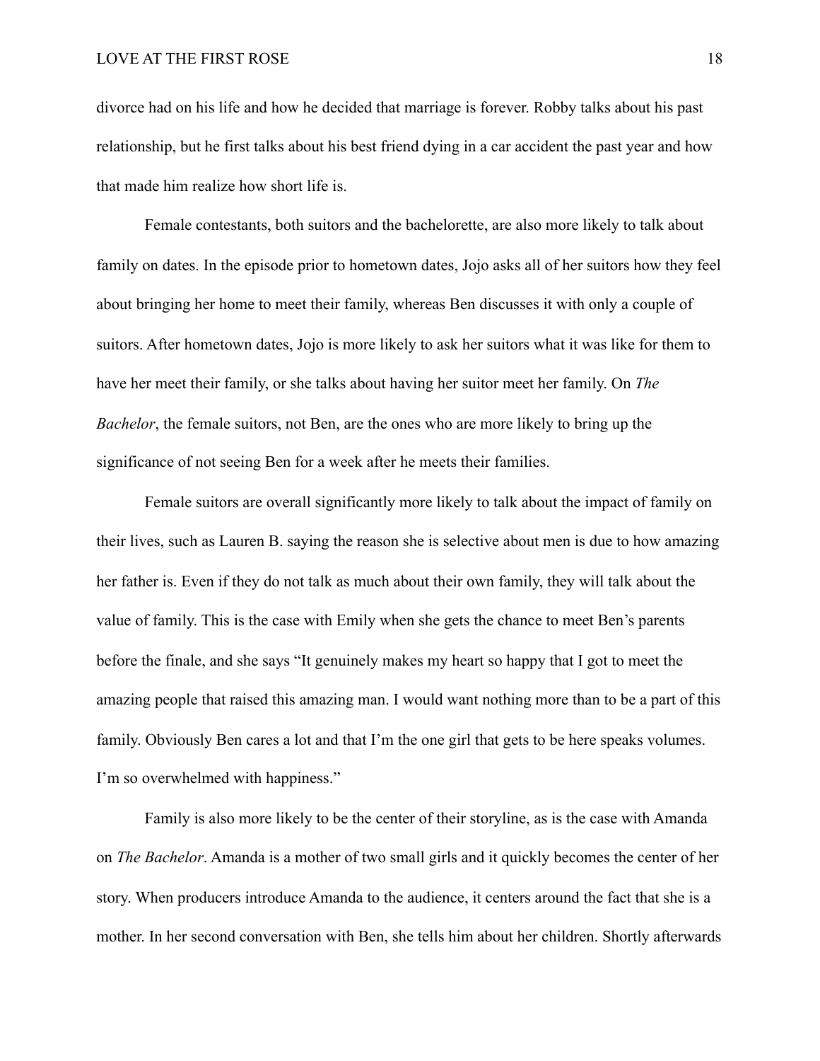divorce had on his life and how he decided that marriage is forever. Robby talks about his past relationship, but he first talks about his best friend dying in a car accident the past year and how that made him realize how short life is.

Female contestants, both suitors and the bachelorette, are also more likely to talk about family on dates. In the episode prior to hometown dates, Jojo asks all of her suitors how they feel about bringing her home to meet their family, whereas Ben discusses it with only a couple of suitors. After hometown dates, Jojo is more likely to ask her suitors what it was like for them to have her meet their family, or she talks about having her suitor meet her family. On *The Bachelor*, the female suitors, not Ben, are the ones who are more likely to bring up the significance of not seeing Ben for a week after he meets their families.

Female suitors are overall significantly more likely to talk about the impact of family on their lives, such as Lauren B. saying the reason she is selective about men is due to how amazing her father is. Even if they do not talk as much about their own family, they will talk about the value of family. This is the case with Emily when she gets the chance to meet Ben's parents before the finale, and she says "It genuinely makes my heart so happy that I got to meet the amazing people that raised this amazing man. I would want nothing more than to be a part of this family. Obviously Ben cares a lot and that I'm the one girl that gets to be here speaks volumes. I'm so overwhelmed with happiness."

Family is also more likely to be the center of their storyline, as is the case with Amanda on *The Bachelor*. Amanda is a mother of two small girls and it quickly becomes the center of her story. When producers introduce Amanda to the audience, it centers around the fact that she is a mother. In her second conversation with Ben, she tells him about her children. Shortly afterwards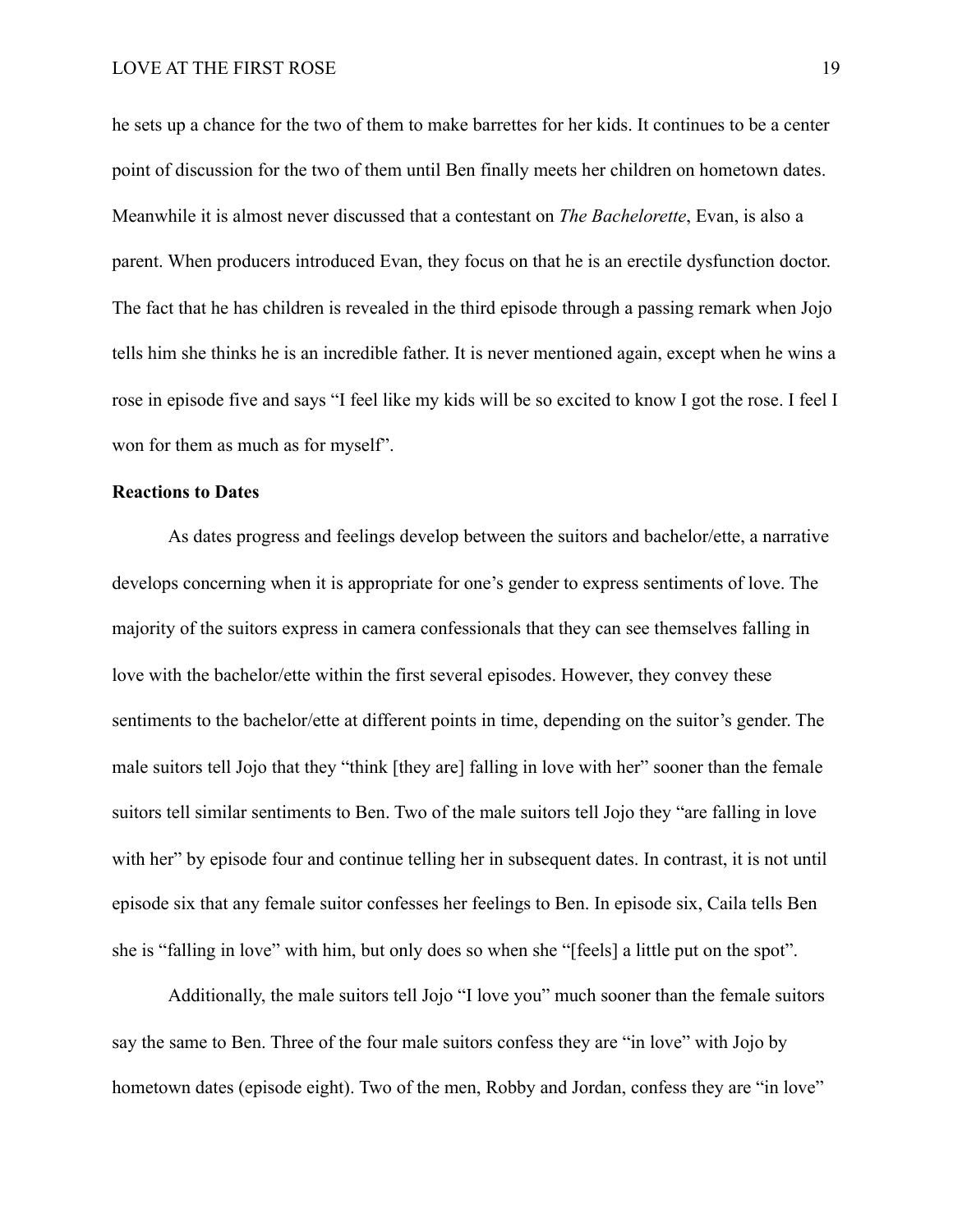he sets up a chance for the two of them to make barrettes for her kids. It continues to be a center point of discussion for the two of them until Ben finally meets her children on hometown dates. Meanwhile it is almost never discussed that a contestant on *The Bachelorette*, Evan, is also a parent. When producers introduced Evan, they focus on that he is an erectile dysfunction doctor. The fact that he has children is revealed in the third episode through a passing remark when Jojo tells him she thinks he is an incredible father. It is never mentioned again, except when he wins a rose in episode five and says "I feel like my kids will be so excited to know I got the rose. I feel I won for them as much as for myself".

**Reactions to Dates**

As dates progress and feelings develop between the suitors and bachelor/ette, a narrative develops concerning when it is appropriate for one's gender to express sentiments of love. The majority of the suitors express in camera confessionals that they can see themselves falling in love with the bachelor/ette within the first several episodes. However, they convey these sentiments to the bachelor/ette at different points in time, depending on the suitor's gender. The male suitors tell Jojo that they "think [they are] falling in love with her" sooner than the female suitors tell similar sentiments to Ben. Two of the male suitors tell Jojo they "are falling in love with her" by episode four and continue telling her in subsequent dates. In contrast, it is not until episode six that any female suitor confesses her feelings to Ben. In episode six, Caila tells Ben she is "falling in love" with him, but only does so when she "[feels] a little put on the spot".

Additionally, the male suitors tell Jojo "I love you" much sooner than the female suitors say the same to Ben. Three of the four male suitors confess they are "in love" with Jojo by hometown dates (episode eight). Two of the men, Robby and Jordan, confess they are "in love"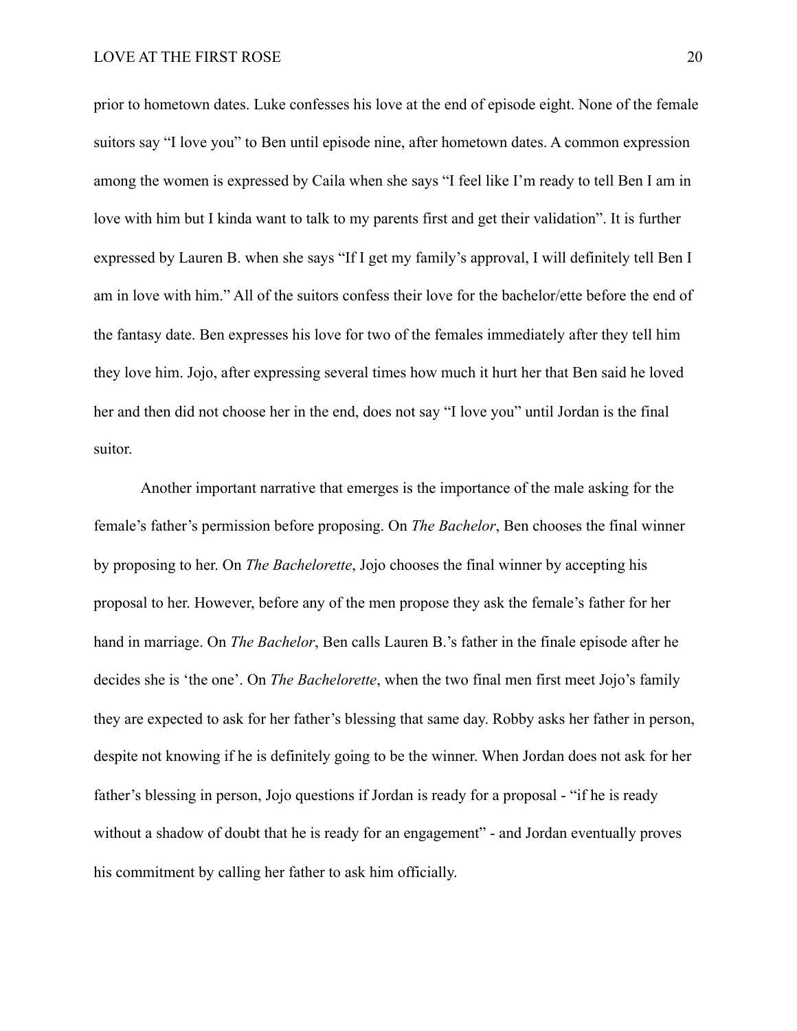prior to hometown dates. Luke confesses his love at the end of episode eight. None of the female suitors say "I love you" to Ben until episode nine, after hometown dates. A common expression among the women is expressed by Caila when she says "I feel like I'm ready to tell Ben I am in love with him but I kinda want to talk to my parents first and get their validation". It is further expressed by Lauren B. when she says "If I get my family's approval, I will definitely tell Ben I am in love with him." All of the suitors confess their love for the bachelor/ette before the end of the fantasy date. Ben expresses his love for two of the females immediately after they tell him they love him. Jojo, after expressing several times how much it hurt her that Ben said he loved her and then did not choose her in the end, does not say "I love you" until Jordan is the final suitor.

Another important narrative that emerges is the importance of the male asking for the female's father's permission before proposing. On *The Bachelor*, Ben chooses the final winner by proposing to her. On *The Bachelorette*, Jojo chooses the final winner by accepting his proposal to her. However, before any of the men propose they ask the female's father for her hand in marriage. On *The Bachelor*, Ben calls Lauren B.'s father in the finale episode after he decides she is 'the one'. On *The Bachelorette*, when the two final men first meet Jojo's family they are expected to ask for her father's blessing that same day. Robby asks her father in person, despite not knowing if he is definitely going to be the winner. When Jordan does not ask for her father's blessing in person, Jojo questions if Jordan is ready for a proposal - "if he is ready without a shadow of doubt that he is ready for an engagement" - and Jordan eventually proves his commitment by calling her father to ask him officially.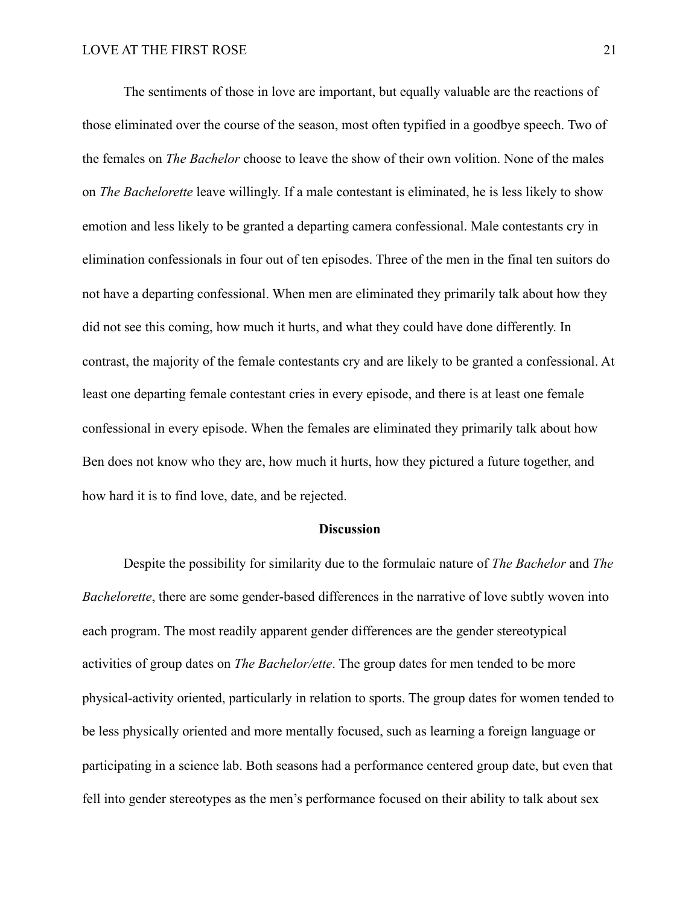The sentiments of those in love are important, but equally valuable are the reactions of those eliminated over the course of the season, most often typified in a goodbye speech. Two of the females on *The Bachelor* choose to leave the show of their own volition. None of the males on *The Bachelorette* leave willingly. If a male contestant is eliminated, he is less likely to show emotion and less likely to be granted a departing camera confessional. Male contestants cry in elimination confessionals in four out of ten episodes. Three of the men in the final ten suitors do not have a departing confessional. When men are eliminated they primarily talk about how they did not see this coming, how much it hurts, and what they could have done differently. In contrast, the majority of the female contestants cry and are likely to be granted a confessional. At least one departing female contestant cries in every episode, and there is at least one female confessional in every episode. When the females are eliminated they primarily talk about how Ben does not know who they are, how much it hurts, how they pictured a future together, and how hard it is to find love, date, and be rejected.

## Discussion

Despite the possibility for similarity due to the formulaic nature of *The Bachelor* and *The Bachelorette*, there are some gender-based differences in the narrative of love subtly woven into each program. The most readily apparent gender differences are the gender stereotypical activities of group dates on *The Bachelor/ette*. The group dates for men tended to be more physical-activity oriented, particularly in relation to sports. The group dates for women tended to be less physically oriented and more mentally focused, such as learning a foreign language or participating in a science lab. Both seasons had a performance centered group date, but even that fell into gender stereotypes as the men's performance focused on their ability to talk about sex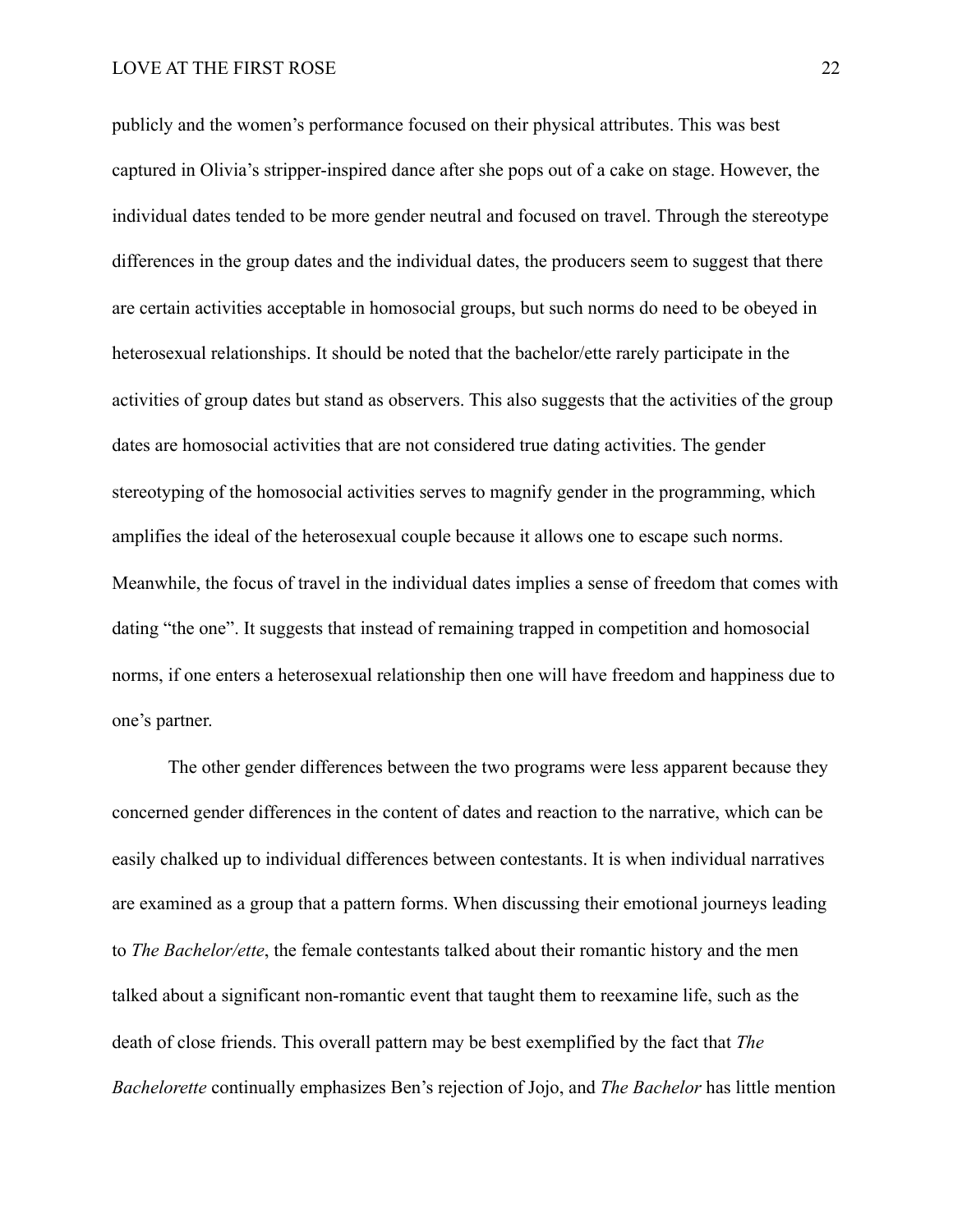publicly and the women's performance focused on their physical attributes. This was best captured in Olivia's stripper-inspired dance after she pops out of a cake on stage. However, the individual dates tended to be more gender neutral and focused on travel. Through the stereotype differences in the group dates and the individual dates, the producers seem to suggest that there are certain activities acceptable in homosocial groups, but such norms do need to be obeyed in heterosexual relationships. It should be noted that the bachelor/ette rarely participate in the activities of group dates but stand as observers. This also suggests that the activities of the group dates are homosocial activities that are not considered true dating activities. The gender stereotyping of the homosocial activities serves to magnify gender in the programming, which amplifies the ideal of the heterosexual couple because it allows one to escape such norms. Meanwhile, the focus of travel in the individual dates implies a sense of freedom that comes with dating "the one". It suggests that instead of remaining trapped in competition and homosocial norms, if one enters a heterosexual relationship then one will have freedom and happiness due to one's partner.

The other gender differences between the two programs were less apparent because they concerned gender differences in the content of dates and reaction to the narrative, which can be easily chalked up to individual differences between contestants. It is when individual narratives are examined as a group that a pattern forms. When discussing their emotional journeys leading to *The Bachelor/ette*, the female contestants talked about their romantic history and the men talked about a significant non-romantic event that taught them to reexamine life, such as the death of close friends. This overall pattern may be best exemplified by the fact that *The Bachelorette* continually emphasizes Ben's rejection of Jojo, and *The Bachelor* has little mention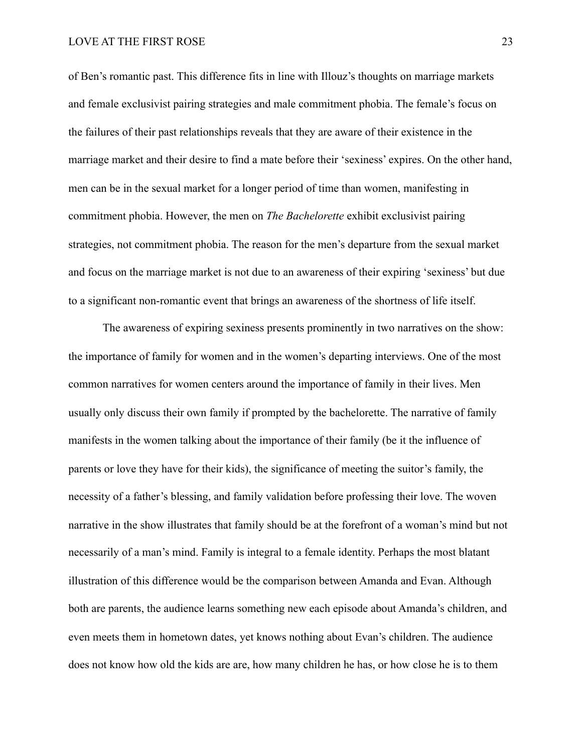of Ben's romantic past. This difference fits in line with Illouz's thoughts on marriage markets and female exclusivist pairing strategies and male commitment phobia. The female's focus on the failures of their past relationships reveals that they are aware of their existence in the marriage market and their desire to find a mate before their 'sexiness' expires. On the other hand, men can be in the sexual market for a longer period of time than women, manifesting in commitment phobia. However, the men on *The Bachelorette* exhibit exclusivist pairing strategies, not commitment phobia. The reason for the men's departure from the sexual market and focus on the marriage market is not due to an awareness of their expiring 'sexiness' but due to a significant non-romantic event that brings an awareness of the shortness of life itself.

The awareness of expiring sexiness presents prominently in two narratives on the show: the importance of family for women and in the women's departing interviews. One of the most common narratives for women centers around the importance of family in their lives. Men usually only discuss their own family if prompted by the bachelorette. The narrative of family manifests in the women talking about the importance of their family (be it the influence of parents or love they have for their kids), the significance of meeting the suitor's family, the necessity of a father's blessing, and family validation before professing their love. The woven narrative in the show illustrates that family should be at the forefront of a woman's mind but not necessarily of a man's mind. Family is integral to a female identity. Perhaps the most blatant illustration of this difference would be the comparison between Amanda and Evan. Although both are parents, the audience learns something new each episode about Amanda's children, and even meets them in hometown dates, yet knows nothing about Evan's children. The audience does not know how old the kids are are, how many children he has, or how close he is to them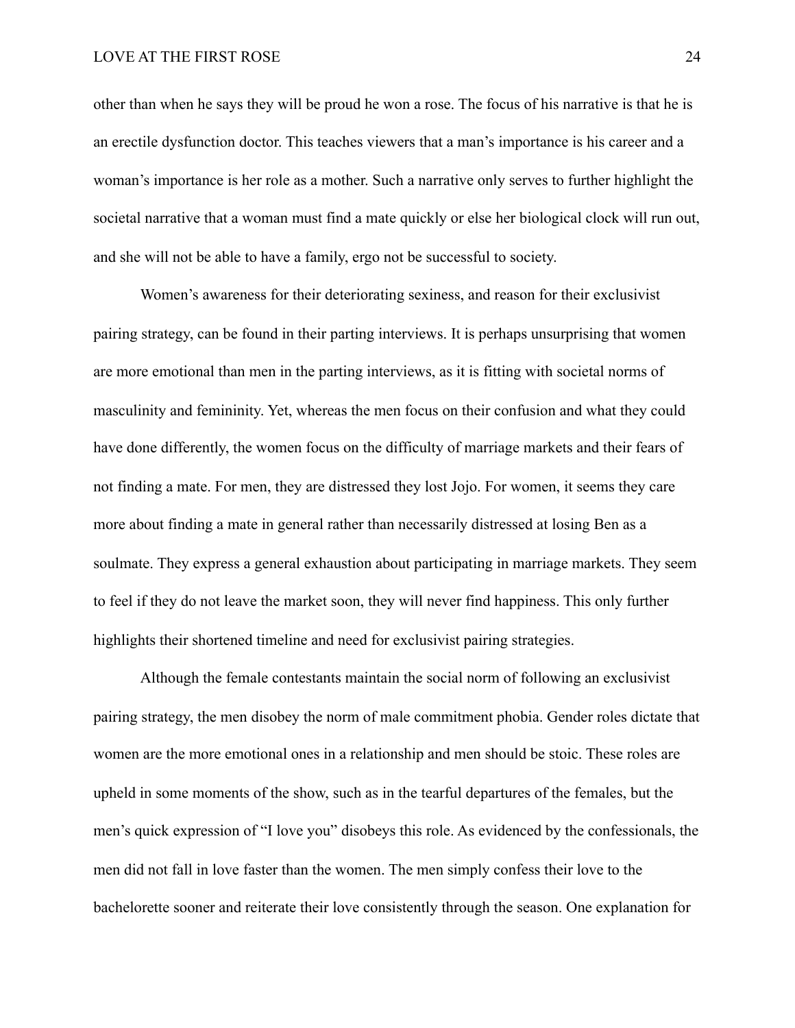other than when he says they will be proud he won a rose. The focus of his narrative is that he is an erectile dysfunction doctor. This teaches viewers that a man's importance is his career and a woman's importance is her role as a mother. Such a narrative only serves to further highlight the societal narrative that a woman must find a mate quickly or else her biological clock will run out, and she will not be able to have a family, ergo not be successful to society.

Women's awareness for their deteriorating sexiness, and reason for their exclusivist pairing strategy, can be found in their parting interviews. It is perhaps unsurprising that women are more emotional than men in the parting interviews, as it is fitting with societal norms of masculinity and femininity. Yet, whereas the men focus on their confusion and what they could have done differently, the women focus on the difficulty of marriage markets and their fears of not finding a mate. For men, they are distressed they lost Jojo. For women, it seems they care more about finding a mate in general rather than necessarily distressed at losing Ben as a soulmate. They express a general exhaustion about participating in marriage markets. They seem to feel if they do not leave the market soon, they will never find happiness. This only further highlights their shortened timeline and need for exclusivist pairing strategies.

Although the female contestants maintain the social norm of following an exclusivist pairing strategy, the men disobey the norm of male commitment phobia. Gender roles dictate that women are the more emotional ones in a relationship and men should be stoic. These roles are upheld in some moments of the show, such as in the tearful departures of the females, but the men's quick expression of "I love you" disobeys this role. As evidenced by the confessionals, the men did not fall in love faster than the women. The men simply confess their love to the bachelorette sooner and reiterate their love consistently through the season. One explanation for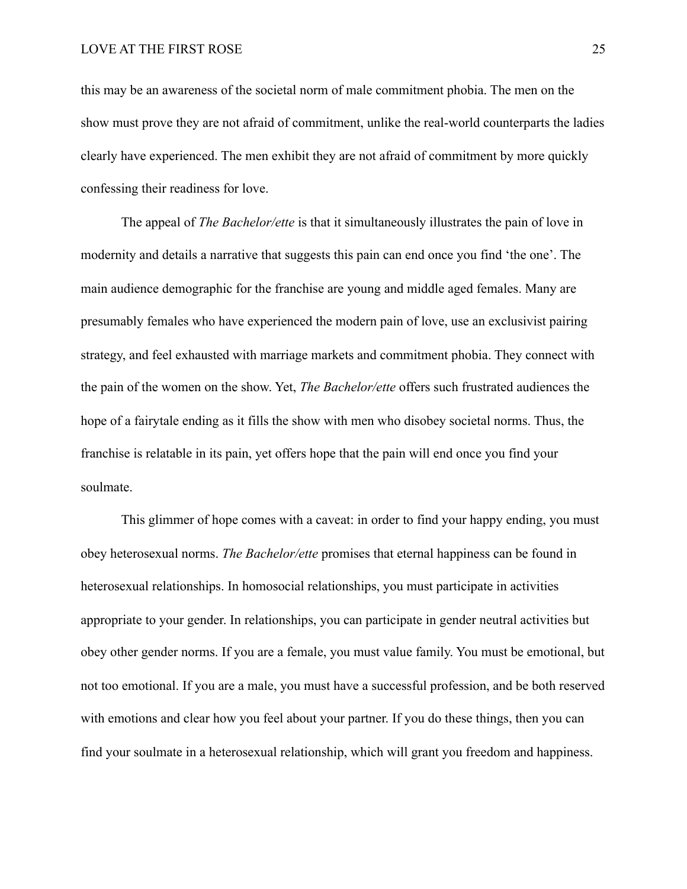this may be an awareness of the societal norm of male commitment phobia. The men on the show must prove they are not afraid of commitment, unlike the real-world counterparts the ladies clearly have experienced. The men exhibit they are not afraid of commitment by more quickly confessing their readiness for love.

The appeal of *The Bachelor/ette* is that it simultaneously illustrates the pain of love in modernity and details a narrative that suggests this pain can end once you find 'the one'. The main audience demographic for the franchise are young and middle aged females. Many are presumably females who have experienced the modern pain of love, use an exclusivist pairing strategy, and feel exhausted with marriage markets and commitment phobia. They connect with the pain of the women on the show. Yet, *The Bachelor/ette* offers such frustrated audiences the hope of a fairytale ending as it fills the show with men who disobey societal norms. Thus, the franchise is relatable in its pain, yet offers hope that the pain will end once you find your soulmate.

This glimmer of hope comes with a caveat: in order to find your happy ending, you must obey heterosexual norms. *The Bachelor/ette* promises that eternal happiness can be found in heterosexual relationships. In homosocial relationships, you must participate in activities appropriate to your gender. In relationships, you can participate in gender neutral activities but obey other gender norms. If you are a female, you must value family. You must be emotional, but not too emotional. If you are a male, you must have a successful profession, and be both reserved with emotions and clear how you feel about your partner. If you do these things, then you can find your soulmate in a heterosexual relationship, which will grant you freedom and happiness.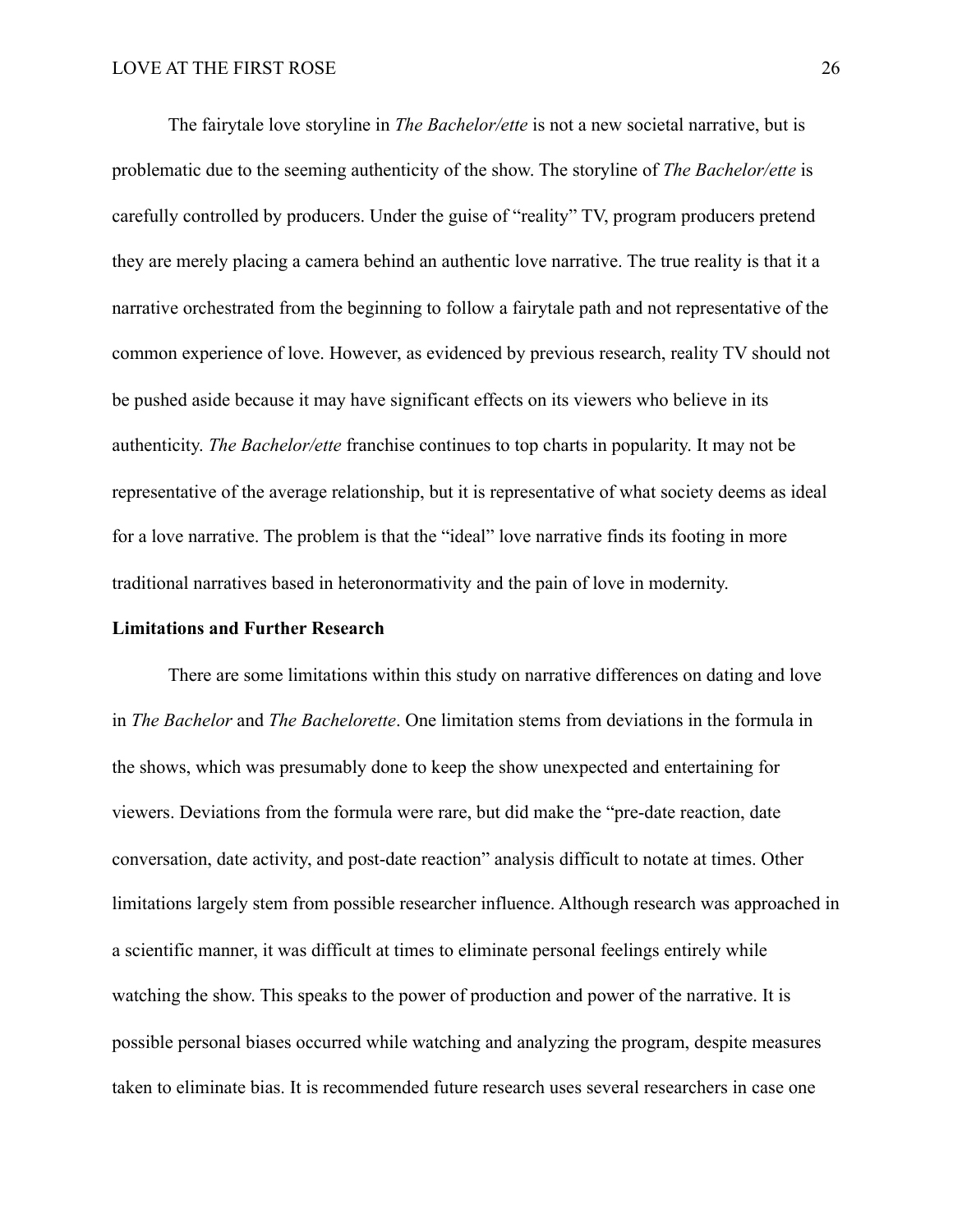The fairytale love storyline in *The Bachelor/ette* is not a new societal narrative, but is problematic due to the seeming authenticity of the show. The storyline of *The Bachelor/ette* is carefully controlled by producers. Under the guise of "reality" TV, program producers pretend they are merely placing a camera behind an authentic love narrative. The true reality is that it a narrative orchestrated from the beginning to follow a fairytale path and not representative of the common experience of love. However, as evidenced by previous research, reality TV should not be pushed aside because it may have significant effects on its viewers who believe in its authenticity. *The Bachelor/ette* franchise continues to top charts in popularity. It may not be representative of the average relationship, but it is representative of what society deems as ideal for a love narrative. The problem is that the "ideal" love narrative finds its footing in more traditional narratives based in heteronormativity and the pain of love in modernity.

**Limitations and Further Research**

There are some limitations within this study on narrative differences on dating and love in *The Bachelor* and *The Bachelorette*. One limitation stems from deviations in the formula in the shows, which was presumably done to keep the show unexpected and entertaining for viewers. Deviations from the formula were rare, but did make the "pre-date reaction, date conversation, date activity, and post-date reaction" analysis difficult to notate at times. Other limitations largely stem from possible researcher influence. Although research was approached in a scientific manner, it was difficult at times to eliminate personal feelings entirely while watching the show. This speaks to the power of production and power of the narrative. It is possible personal biases occurred while watching and analyzing the program, despite measures taken to eliminate bias. It is recommended future research uses several researchers in case one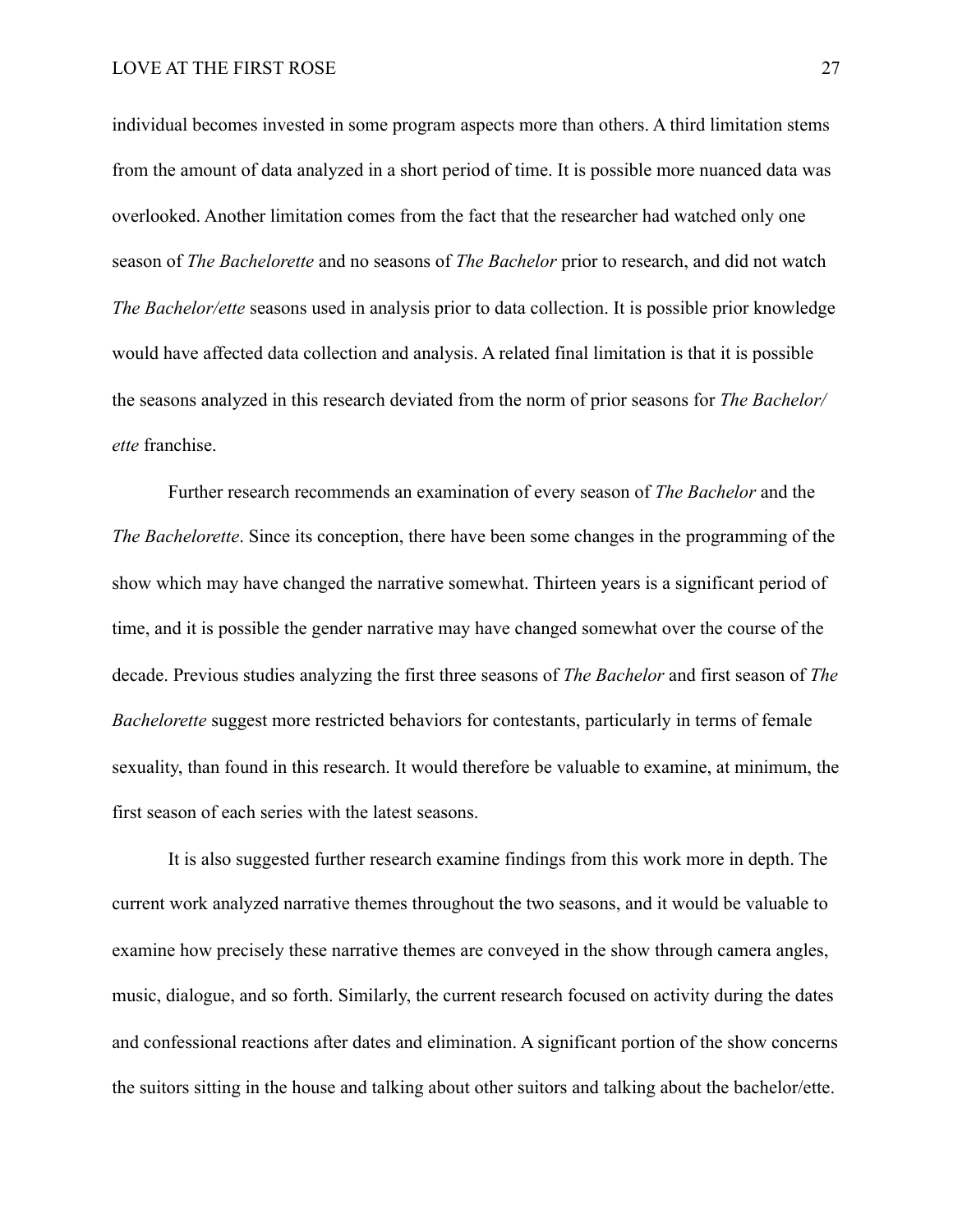individual becomes invested in some program aspects more than others. A third limitation stems from the amount of data analyzed in a short period of time. It is possible more nuanced data was overlooked. Another limitation comes from the fact that the researcher had watched only one season of *The Bachelorette* and no seasons of *The Bachelor* prior to research, and did not watch *The Bachelor/ette* seasons used in analysis prior to data collection. It is possible prior knowledge would have affected data collection and analysis. A related final limitation is that it is possible the seasons analyzed in this research deviated from the norm of prior seasons for *The Bachelor/ette* franchise.

Further research recommends an examination of every season of *The Bachelor* and the *The Bachelorette*. Since its conception, there have been some changes in the programming of the show which may have changed the narrative somewhat. Thirteen years is a significant period of time, and it is possible the gender narrative may have changed somewhat over the course of the decade. Previous studies analyzing the first three seasons of *The Bachelor* and first season of *The Bachelorette* suggest more restricted behaviors for contestants, particularly in terms of female sexuality, than found in this research. It would therefore be valuable to examine, at minimum, the first season of each series with the latest seasons.

It is also suggested further research examine findings from this work more in depth. The current work analyzed narrative themes throughout the two seasons, and it would be valuable to examine how precisely these narrative themes are conveyed in the show through camera angles, music, dialogue, and so forth. Similarly, the current research focused on activity during the dates and confessional reactions after dates and elimination. A significant portion of the show concerns the suitors sitting in the house and talking about other suitors and talking about the bachelor/ette.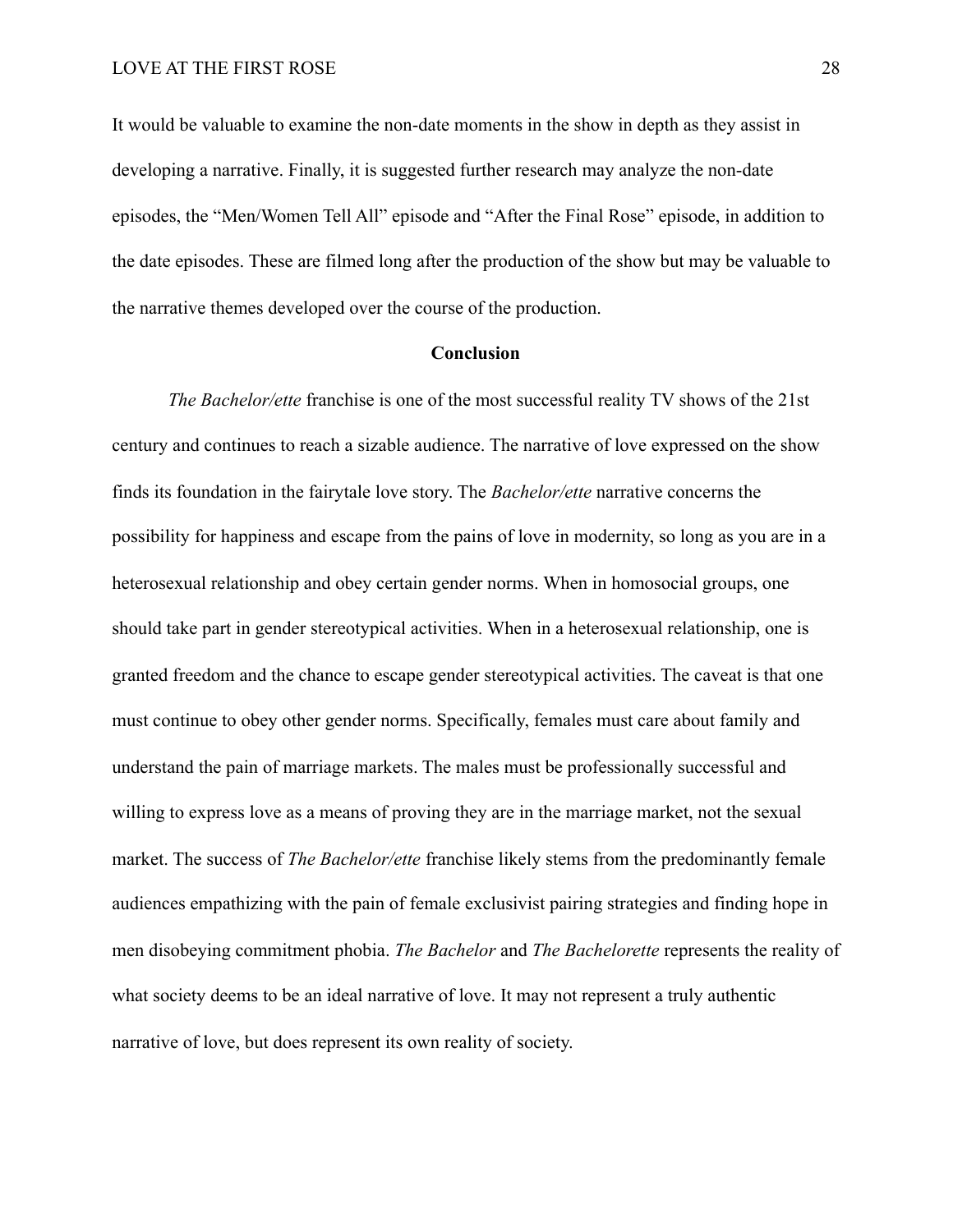It would be valuable to examine the non-date moments in the show in depth as they assist in developing a narrative. Finally, it is suggested further research may analyze the non-date episodes, the "Men/Women Tell All" episode and "After the Final Rose" episode, in addition to the date episodes. These are filmed long after the production of the show but may be valuable to the narrative themes developed over the course of the production.

## Conclusion

*The Bachelor/ette* franchise is one of the most successful reality TV shows of the 21st century and continues to reach a sizable audience. The narrative of love expressed on the show finds its foundation in the fairytale love story. The *Bachelor/ette* narrative concerns the possibility for happiness and escape from the pains of love in modernity, so long as you are in a heterosexual relationship and obey certain gender norms. When in homosocial groups, one should take part in gender stereotypical activities. When in a heterosexual relationship, one is granted freedom and the chance to escape gender stereotypical activities. The caveat is that one must continue to obey other gender norms. Specifically, females must care about family and understand the pain of marriage markets. The males must be professionally successful and willing to express love as a means of proving they are in the marriage market, not the sexual market. The success of *The Bachelor/ette* franchise likely stems from the predominantly female audiences empathizing with the pain of female exclusivist pairing strategies and finding hope in men disobeying commitment phobia. *The Bachelor* and *The Bachelorette* represents the reality of what society deems to be an ideal narrative of love. It may not represent a truly authentic narrative of love, but does represent its own reality of society.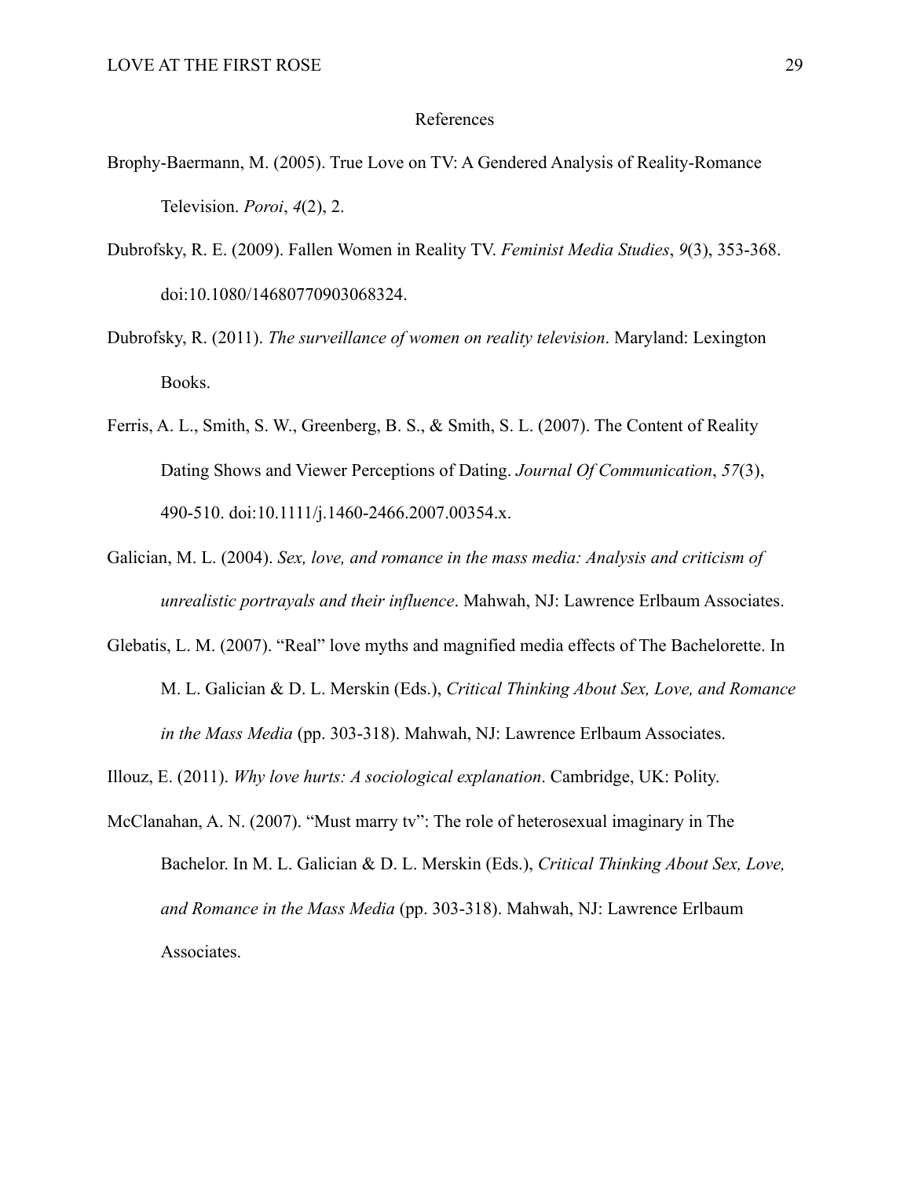# References

Brophy-Baermann, M. (2005). True Love on TV: A Gendered Analysis of Reality-Romance Television. *Poroi*, *4*(2), 2.

Dubrofsky, R. E. (2009). Fallen Women in Reality TV. *Feminist Media Studies*, *9*(3), 353-368. doi:10.1080/14680770903068324.

Dubrofsky, R. (2011). *The surveillance of women on reality television*. Maryland: Lexington Books.

Ferris, A. L., Smith, S. W., Greenberg, B. S., & Smith, S. L. (2007). The Content of Reality Dating Shows and Viewer Perceptions of Dating. *Journal Of Communication*, *57*(3), 490-510. doi:10.1111/j.1460-2466.2007.00354.x.

Galician, M. L. (2004). *Sex, love, and romance in the mass media: Analysis and criticism of unrealistic portrayals and their influence*. Mahwah, NJ: Lawrence Erlbaum Associates.

Glebatis, L. M. (2007). "Real" love myths and magnified media effects of The Bachelorette. In M. L. Galician & D. L. Merskin (Eds.), *Critical Thinking About Sex, Love, and Romance in the Mass Media* (pp. 303-318). Mahwah, NJ: Lawrence Erlbaum Associates.

Illouz, E. (2011). *Why love hurts: A sociological explanation*. Cambridge, UK: Polity.

McClanahan, A. N. (2007). "Must marry tv": The role of heterosexual imaginary in The Bachelor. In M. L. Galician & D. L. Merskin (Eds.), *Critical Thinking About Sex, Love, and Romance in the Mass Media* (pp. 303-318). Mahwah, NJ: Lawrence Erlbaum Associates.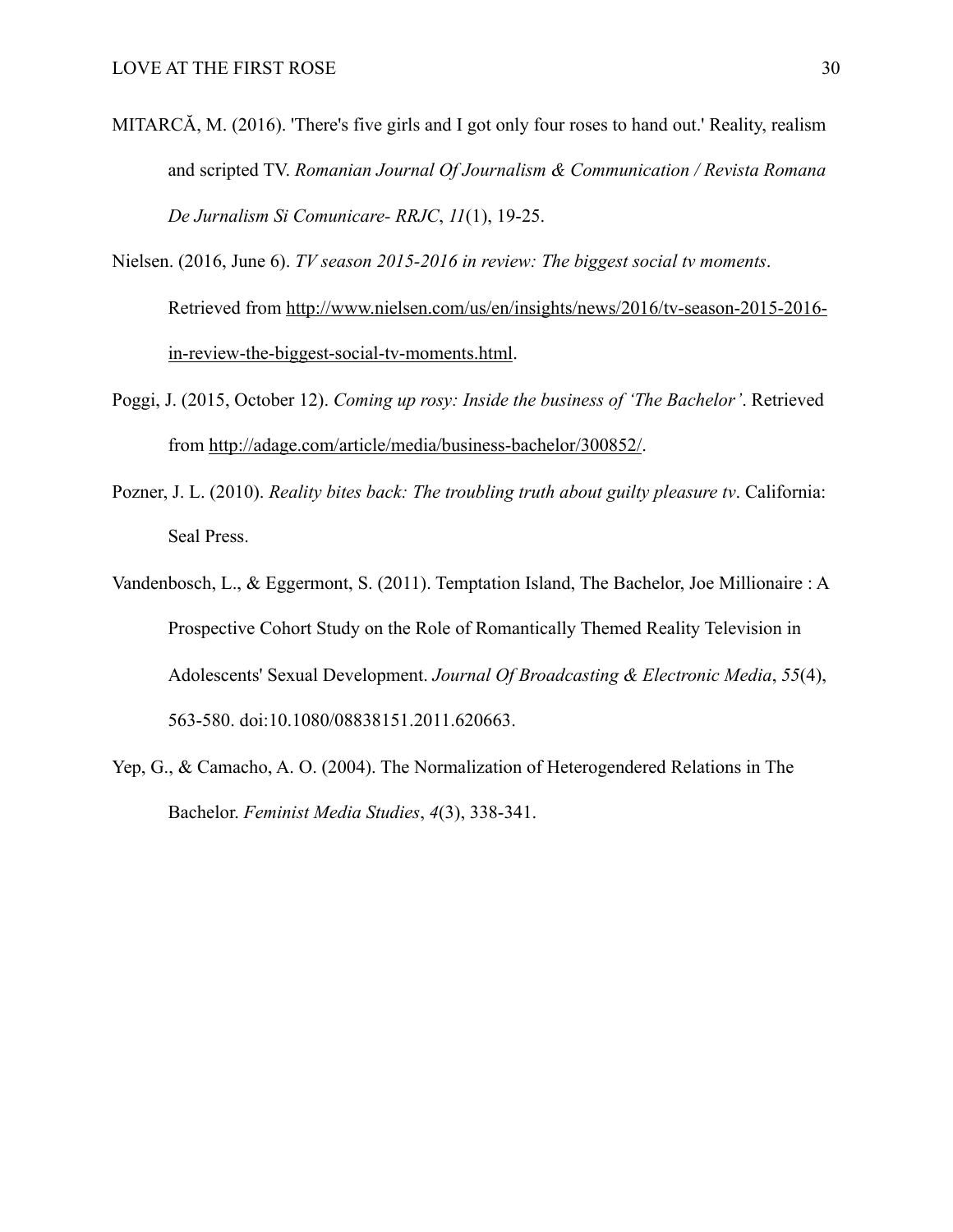MITARCĂ, M. (2016). 'There's five girls and I got only four roses to hand out.' Reality, realism and scripted TV. *Romanian Journal Of Journalism & Communication / Revista Romana De Jurnalism Si Comunicare- RRJC*, *11*(1), 19-25.

Nielsen. (2016, June 6). *TV season 2015-2016 in review: The biggest social tv moments*. Retrieved from http://www.nielsen.com/us/en/insights/news/2016/tv-season-2015-2016-in-review-the-biggest-social-tv-moments.html.

Poggi, J. (2015, October 12). *Coming up rosy: Inside the business of 'The Bachelor'*. Retrieved from http://adage.com/article/media/business-bachelor/300852/.

Pozner, J. L. (2010). *Reality bites back: The troubling truth about guilty pleasure tv*. California: Seal Press.

Vandenbosch, L., & Eggermont, S. (2011). Temptation Island, The Bachelor, Joe Millionaire : A Prospective Cohort Study on the Role of Romantically Themed Reality Television in Adolescents' Sexual Development. *Journal Of Broadcasting & Electronic Media*, *55*(4), 563-580. doi:10.1080/08838151.2011.620663.

Yep, G., & Camacho, A. O. (2004). The Normalization of Heterogendered Relations in The Bachelor. *Feminist Media Studies*, *4*(3), 338-341.